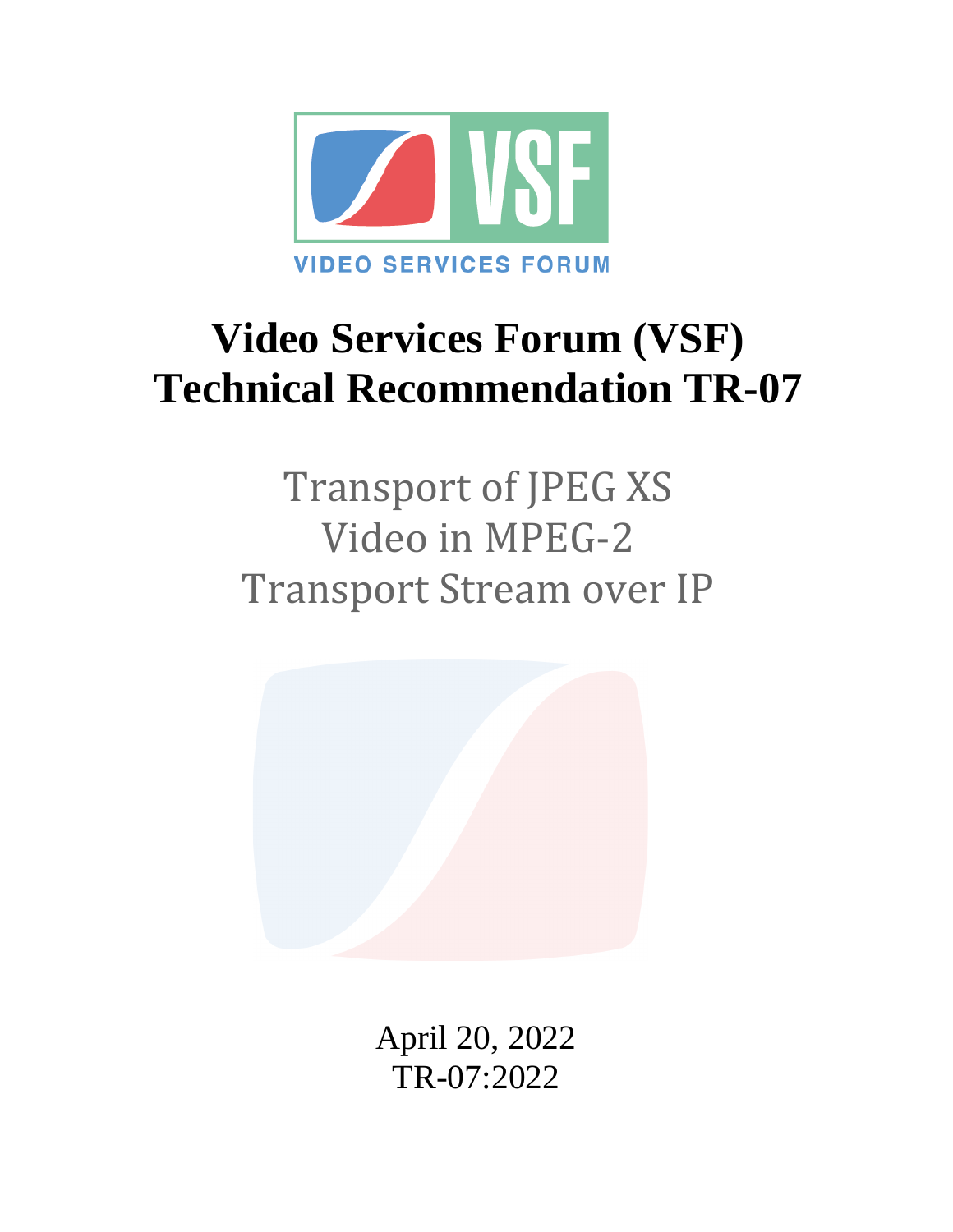VIDEO SERVICES FORUM

# Video Services Forum (VSF) Technical Recommendation TR-07

## Transport of JPEG XS Video in MPEG-2 Transport Stream over IP

April 20, 2022

TR-07:2022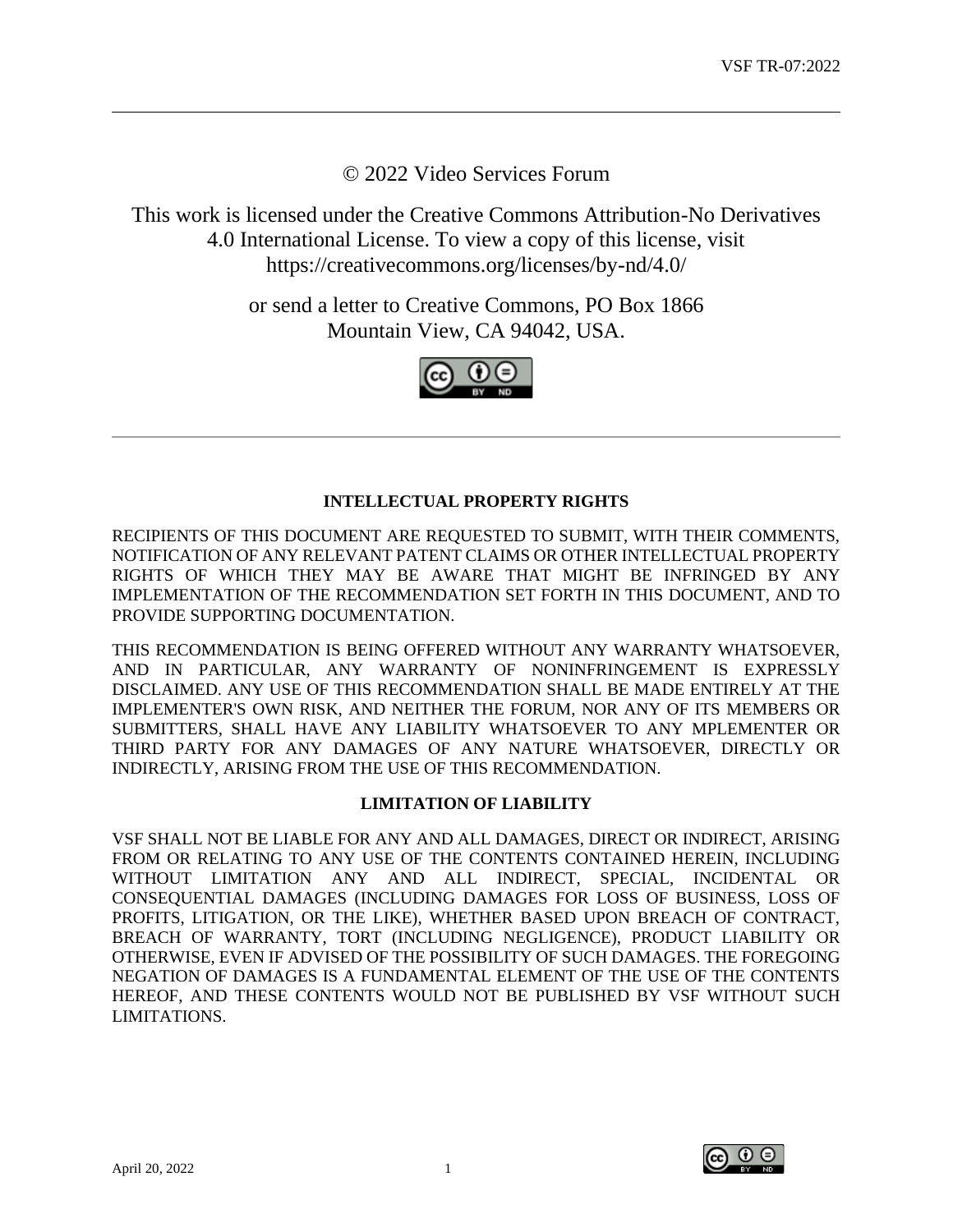© 2022 Video Services Forum

This work is licensed under the Creative Commons Attribution-No Derivatives 4.0 International License. To view a copy of this license, visit https://creativecommons.org/licenses/by-nd/4.0/

or send a letter to Creative Commons, PO Box 1866 Mountain View, CA 94042, USA.

---

**INTELLECTUAL PROPERTY RIGHTS**

RECIPIENTS OF THIS DOCUMENT ARE REQUESTED TO SUBMIT, WITH THEIR COMMENTS, NOTIFICATION OF ANY RELEVANT PATENT CLAIMS OR OTHER INTELLECTUAL PROPERTY RIGHTS OF WHICH THEY MAY BE AWARE THAT MIGHT BE INFRINGED BY ANY IMPLEMENTATION OF THE RECOMMENDATION SET FORTH IN THIS DOCUMENT, AND TO PROVIDE SUPPORTING DOCUMENTATION.

THIS RECOMMENDATION IS BEING OFFERED WITHOUT ANY WARRANTY WHATSOEVER, AND IN PARTICULAR, ANY WARRANTY OF NONINFRINGEMENT IS EXPRESSLY DISCLAIMED. ANY USE OF THIS RECOMMENDATION SHALL BE MADE ENTIRELY AT THE IMPLEMENTER'S OWN RISK, AND NEITHER THE FORUM, NOR ANY OF ITS MEMBERS OR SUBMITTERS, SHALL HAVE ANY LIABILITY WHATSOEVER TO ANY MPLEMENTER OR THIRD PARTY FOR ANY DAMAGES OF ANY NATURE WHATSOEVER, DIRECTLY OR INDIRECTLY, ARISING FROM THE USE OF THIS RECOMMENDATION.

**LIMITATION OF LIABILITY**

VSF SHALL NOT BE LIABLE FOR ANY AND ALL DAMAGES, DIRECT OR INDIRECT, ARISING FROM OR RELATING TO ANY USE OF THE CONTENTS CONTAINED HEREIN, INCLUDING WITHOUT LIMITATION ANY AND ALL INDIRECT, SPECIAL, INCIDENTAL OR CONSEQUENTIAL DAMAGES (INCLUDING DAMAGES FOR LOSS OF BUSINESS, LOSS OF PROFITS, LITIGATION, OR THE LIKE), WHETHER BASED UPON BREACH OF CONTRACT, BREACH OF WARRANTY, TORT (INCLUDING NEGLIGENCE), PRODUCT LIABILITY OR OTHERWISE, EVEN IF ADVISED OF THE POSSIBILITY OF SUCH DAMAGES. THE FOREGOING NEGATION OF DAMAGES IS A FUNDAMENTAL ELEMENT OF THE USE OF THE CONTENTS HEREOF, AND THESE CONTENTS WOULD NOT BE PUBLISHED BY VSF WITHOUT SUCH LIMITATIONS.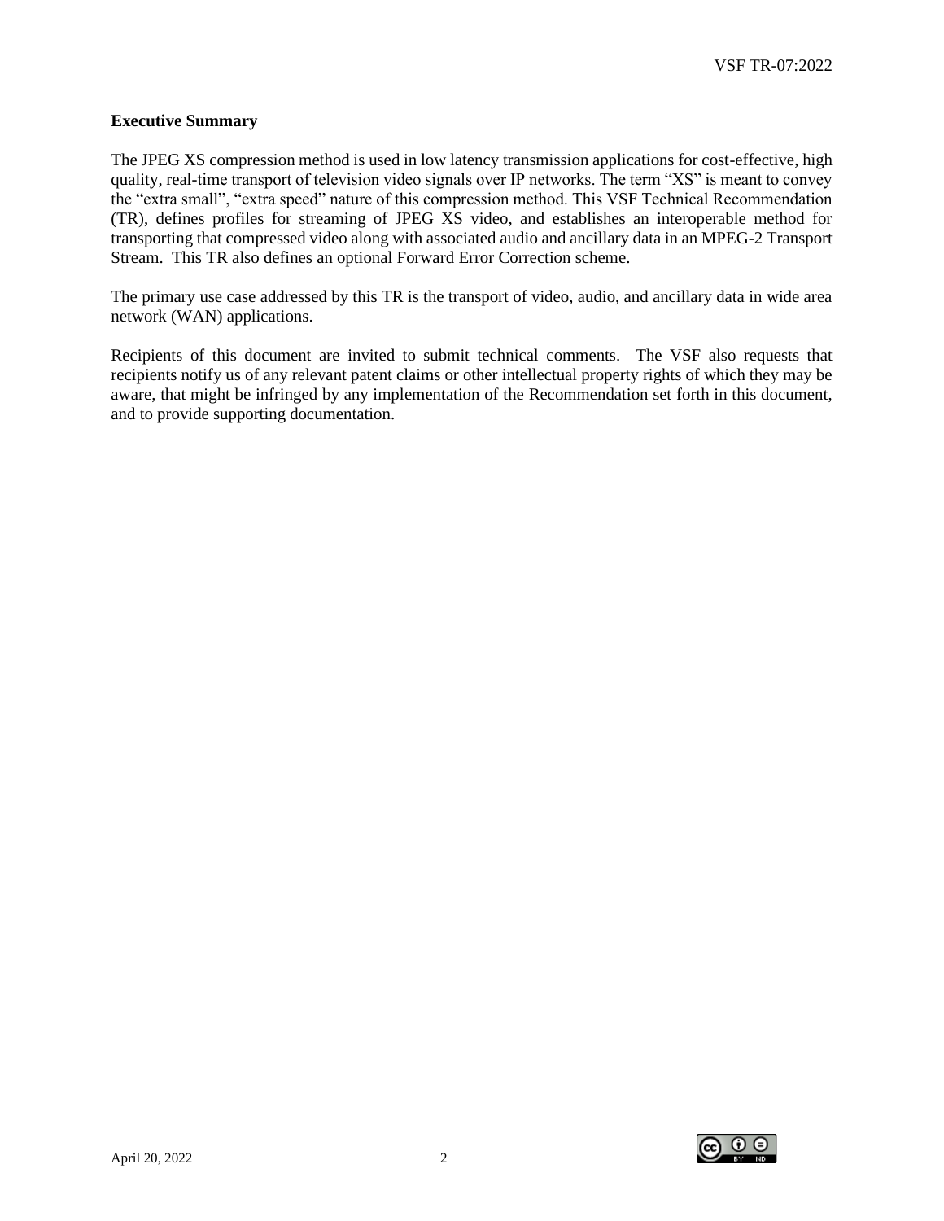**Executive Summary**

The JPEG XS compression method is used in low latency transmission applications for cost-effective, high quality, real-time transport of television video signals over IP networks. The term "XS" is meant to convey the "extra small", "extra speed" nature of this compression method. This VSF Technical Recommendation (TR), defines profiles for streaming of JPEG XS video, and establishes an interoperable method for transporting that compressed video along with associated audio and ancillary data in an MPEG-2 Transport Stream. This TR also defines an optional Forward Error Correction scheme.

The primary use case addressed by this TR is the transport of video, audio, and ancillary data in wide area network (WAN) applications.

Recipients of this document are invited to submit technical comments. The VSF also requests that recipients notify us of any relevant patent claims or other intellectual property rights of which they may be aware, that might be infringed by any implementation of the Recommendation set forth in this document, and to provide supporting documentation.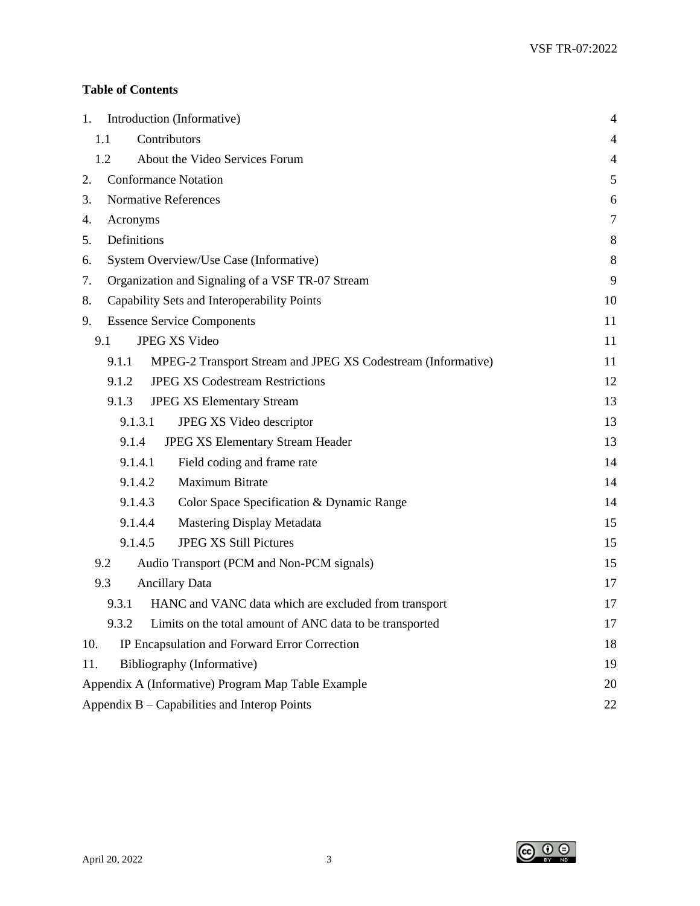**Table of Contents**

1. Introduction (Informative) 4
   - 1.1 Contributors 4
   - 1.2 About the Video Services Forum 4
2. Conformance Notation 5
3. Normative References 6
4. Acronyms 7
5. Definitions 8
6. System Overview/Use Case (Informative) 8
7. Organization and Signaling of a VSF TR-07 Stream 9
8. Capability Sets and Interoperability Points 10
9. Essence Service Components 11
   - 9.1 JPEG XS Video 11
     - 9.1.1 MPEG-2 Transport Stream and JPEG XS Codestream (Informative) 11
     - 9.1.2 JPEG XS Codestream Restrictions 12
     - 9.1.3 JPEG XS Elementary Stream 13
       - 9.1.3.1 JPEG XS Video descriptor 13
       - 9.1.4 JPEG XS Elementary Stream Header 13
       - 9.1.4.1 Field coding and frame rate 14
       - 9.1.4.2 Maximum Bitrate 14
       - 9.1.4.3 Color Space Specification & Dynamic Range 14
       - 9.1.4.4 Mastering Display Metadata 15
       - 9.1.4.5 JPEG XS Still Pictures 15
   - 9.2 Audio Transport (PCM and Non-PCM signals) 15
   - 9.3 Ancillary Data 17
     - 9.3.1 HANC and VANC data which are excluded from transport 17
     - 9.3.2 Limits on the total amount of ANC data to be transported 17
10. IP Encapsulation and Forward Error Correction 18
11. Bibliography (Informative) 19

Appendix A (Informative) Program Map Table Example 20

Appendix B – Capabilities and Interop Points 22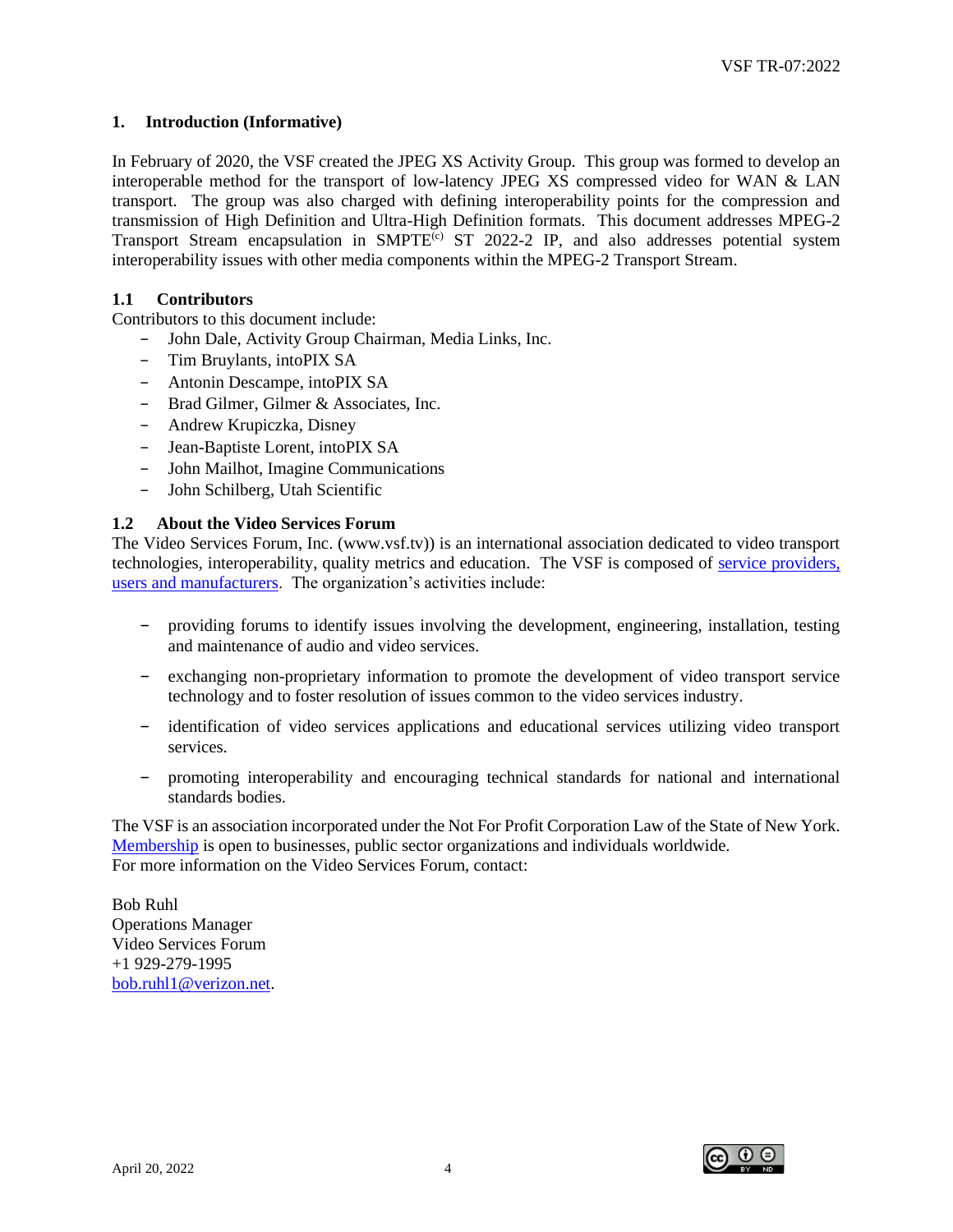# 1. Introduction (Informative)

In February of 2020, the VSF created the JPEG XS Activity Group. This group was formed to develop an interoperable method for the transport of low-latency JPEG XS compressed video for WAN & LAN transport. The group was also charged with defining interoperability points for the compression and transmission of High Definition and Ultra-High Definition formats. This document addresses MPEG-2 Transport Stream encapsulation in SMPTE(c) ST 2022-2 IP, and also addresses potential system interoperability issues with other media components within the MPEG-2 Transport Stream.

## 1.1 Contributors

Contributors to this document include:

- John Dale, Activity Group Chairman, Media Links, Inc.
- Tim Bruylants, intoPIX SA
- Antonin Descampe, intoPIX SA
- Brad Gilmer, Gilmer & Associates, Inc.
- Andrew Krupiczka, Disney
- Jean-Baptiste Lorent, intoPIX SA
- John Mailhot, Imagine Communications
- John Schilberg, Utah Scientific

## 1.2 About the Video Services Forum

The Video Services Forum, Inc. (www.vsf.tv)) is an international association dedicated to video transport technologies, interoperability, quality metrics and education. The VSF is composed of service providers, users and manufacturers. The organization's activities include:

- providing forums to identify issues involving the development, engineering, installation, testing and maintenance of audio and video services.
- exchanging non-proprietary information to promote the development of video transport service technology and to foster resolution of issues common to the video services industry.
- identification of video services applications and educational services utilizing video transport services.
- promoting interoperability and encouraging technical standards for national and international standards bodies.

The VSF is an association incorporated under the Not For Profit Corporation Law of the State of New York. Membership is open to businesses, public sector organizations and individuals worldwide.
For more information on the Video Services Forum, contact:

Bob Ruhl
Operations Manager
Video Services Forum
+1 929-279-1995
bob.ruhl1@verizon.net.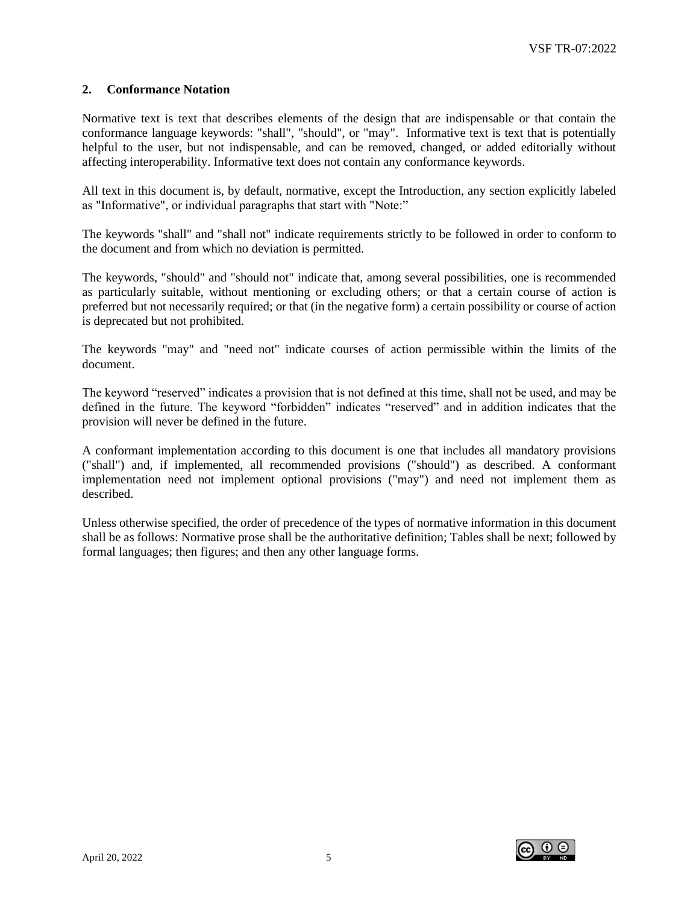## 2. Conformance Notation

Normative text is text that describes elements of the design that are indispensable or that contain the conformance language keywords: "shall", "should", or "may". Informative text is text that is potentially helpful to the user, but not indispensable, and can be removed, changed, or added editorially without affecting interoperability. Informative text does not contain any conformance keywords.

All text in this document is, by default, normative, except the Introduction, any section explicitly labeled as "Informative", or individual paragraphs that start with "Note:"

The keywords "shall" and "shall not" indicate requirements strictly to be followed in order to conform to the document and from which no deviation is permitted.

The keywords, "should" and "should not" indicate that, among several possibilities, one is recommended as particularly suitable, without mentioning or excluding others; or that a certain course of action is preferred but not necessarily required; or that (in the negative form) a certain possibility or course of action is deprecated but not prohibited.

The keywords "may" and "need not" indicate courses of action permissible within the limits of the document.

The keyword "reserved" indicates a provision that is not defined at this time, shall not be used, and may be defined in the future. The keyword "forbidden" indicates "reserved" and in addition indicates that the provision will never be defined in the future.

A conformant implementation according to this document is one that includes all mandatory provisions ("shall") and, if implemented, all recommended provisions ("should") as described. A conformant implementation need not implement optional provisions ("may") and need not implement them as described.

Unless otherwise specified, the order of precedence of the types of normative information in this document shall be as follows: Normative prose shall be the authoritative definition; Tables shall be next; followed by formal languages; then figures; and then any other language forms.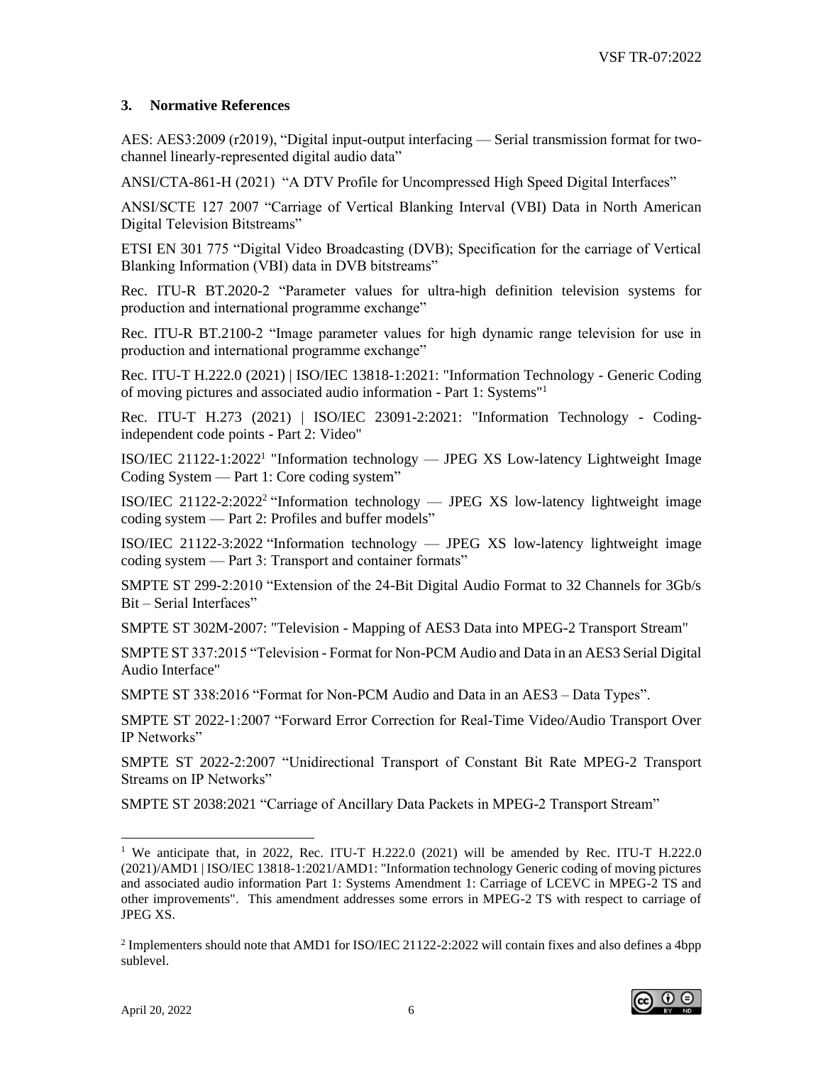## 3. Normative References

AES: AES3:2009 (r2019), "Digital input-output interfacing — Serial transmission format for two-channel linearly-represented digital audio data"

ANSI/CTA-861-H (2021) "A DTV Profile for Uncompressed High Speed Digital Interfaces"

ANSI/SCTE 127 2007 "Carriage of Vertical Blanking Interval (VBI) Data in North American Digital Television Bitstreams"

ETSI EN 301 775 "Digital Video Broadcasting (DVB); Specification for the carriage of Vertical Blanking Information (VBI) data in DVB bitstreams"

Rec. ITU-R BT.2020-2 "Parameter values for ultra-high definition television systems for production and international programme exchange"

Rec. ITU-R BT.2100-2 "Image parameter values for high dynamic range television for use in production and international programme exchange"

Rec. ITU-T H.222.0 (2021) | ISO/IEC 13818-1:2021: "Information Technology - Generic Coding of moving pictures and associated audio information - Part 1: Systems"[1]

Rec. ITU-T H.273 (2021) | ISO/IEC 23091-2:2021: "Information Technology - Coding-independent code points - Part 2: Video"

ISO/IEC 21122-1:2022[1] "Information technology — JPEG XS Low-latency Lightweight Image Coding System — Part 1: Core coding system"

ISO/IEC 21122-2:2022[2] "Information technology — JPEG XS low-latency lightweight image coding system — Part 2: Profiles and buffer models"

ISO/IEC 21122-3:2022 "Information technology — JPEG XS low-latency lightweight image coding system — Part 3: Transport and container formats"

SMPTE ST 299-2:2010 "Extension of the 24-Bit Digital Audio Format to 32 Channels for 3Gb/s Bit – Serial Interfaces"

SMPTE ST 302M-2007: "Television - Mapping of AES3 Data into MPEG-2 Transport Stream"

SMPTE ST 337:2015 "Television - Format for Non-PCM Audio and Data in an AES3 Serial Digital Audio Interface"

SMPTE ST 338:2016 "Format for Non-PCM Audio and Data in an AES3 – Data Types".

SMPTE ST 2022-1:2007 "Forward Error Correction for Real-Time Video/Audio Transport Over IP Networks"

SMPTE ST 2022-2:2007 "Unidirectional Transport of Constant Bit Rate MPEG-2 Transport Streams on IP Networks"

SMPTE ST 2038:2021 "Carriage of Ancillary Data Packets in MPEG-2 Transport Stream"

---

[1] We anticipate that, in 2022, Rec. ITU-T H.222.0 (2021) will be amended by Rec. ITU-T H.222.0 (2021)/AMD1 | ISO/IEC 13818-1:2021/AMD1: "Information technology Generic coding of moving pictures and associated audio information Part 1: Systems Amendment 1: Carriage of LCEVC in MPEG-2 TS and other improvements". This amendment addresses some errors in MPEG-2 TS with respect to carriage of JPEG XS.

[2] Implementers should note that AMD1 for ISO/IEC 21122-2:2022 will contain fixes and also defines a 4bpp sublevel.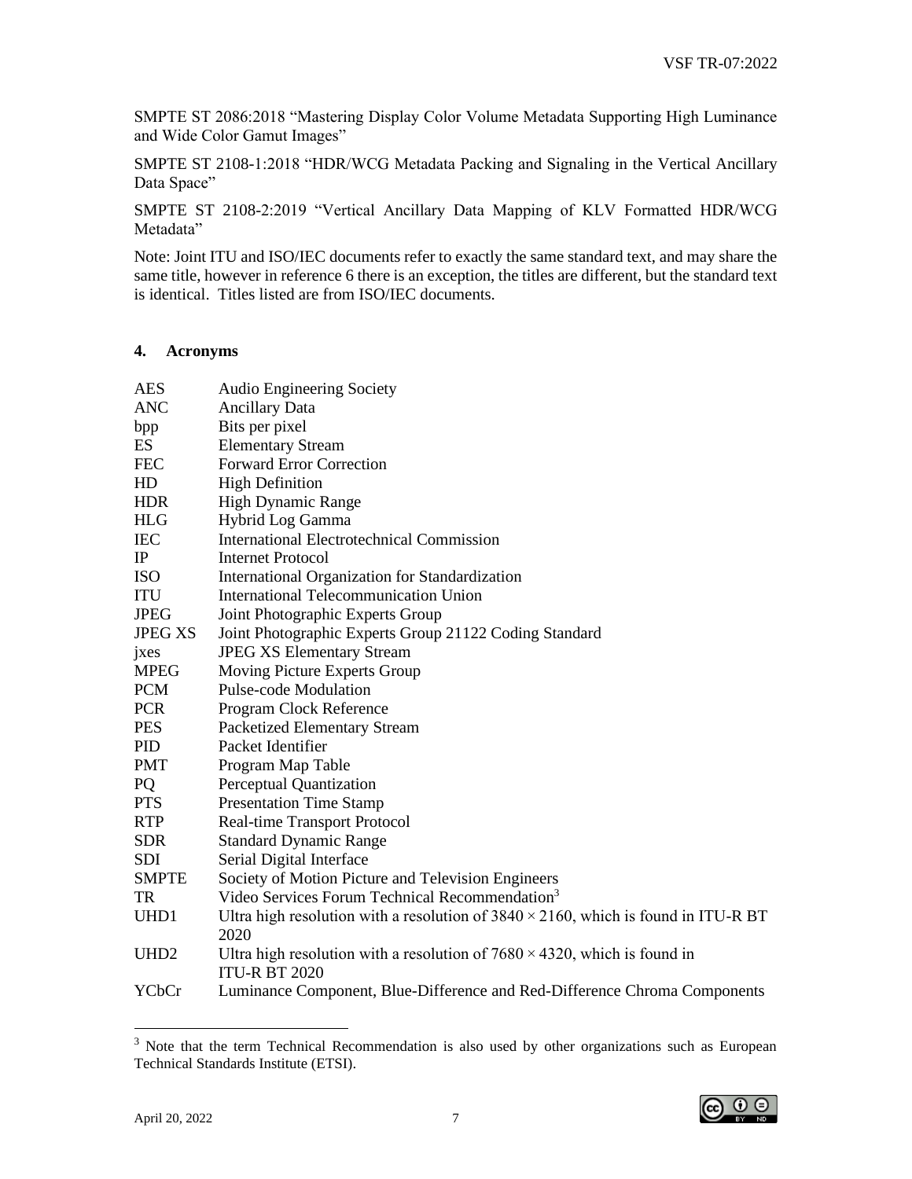SMPTE ST 2086:2018 “Mastering Display Color Volume Metadata Supporting High Luminance and Wide Color Gamut Images”

SMPTE ST 2108-1:2018 “HDR/WCG Metadata Packing and Signaling in the Vertical Ancillary Data Space”

SMPTE ST 2108-2:2019 “Vertical Ancillary Data Mapping of KLV Formatted HDR/WCG Metadata”

Note: Joint ITU and ISO/IEC documents refer to exactly the same standard text, and may share the same title, however in reference 6 there is an exception, the titles are different, but the standard text is identical. Titles listed are from ISO/IEC documents.

## 4. Acronyms

| | |
|---|---|
| AES | Audio Engineering Society |
| ANC | Ancillary Data |
| bpp | Bits per pixel |
| ES | Elementary Stream |
| FEC | Forward Error Correction |
| HD | High Definition |
| HDR | High Dynamic Range |
| HLG | Hybrid Log Gamma |
| IEC | International Electrotechnical Commission |
| IP | Internet Protocol |
| ISO | International Organization for Standardization |
| ITU | International Telecommunication Union |
| JPEG | Joint Photographic Experts Group |
| JPEG XS | Joint Photographic Experts Group 21122 Coding Standard |
| jxes | JPEG XS Elementary Stream |
| MPEG | Moving Picture Experts Group |
| PCM | Pulse-code Modulation |
| PCR | Program Clock Reference |
| PES | Packetized Elementary Stream |
| PID | Packet Identifier |
| PMT | Program Map Table |
| PQ | Perceptual Quantization |
| PTS | Presentation Time Stamp |
| RTP | Real-time Transport Protocol |
| SDR | Standard Dynamic Range |
| SDI | Serial Digital Interface |
| SMPTE | Society of Motion Picture and Television Engineers |
| TR | Video Services Forum Technical Recommendation[3] |
| UHD1 | Ultra high resolution with a resolution of $3840 \times 2160$, which is found in ITU-R BT 2020 |
| UHD2 | Ultra high resolution with a resolution of $7680 \times 4320$, which is found in ITU-R BT 2020 |
| YCbCr | Luminance Component, Blue-Difference and Red-Difference Chroma Components |

[3] Note that the term Technical Recommendation is also used by other organizations such as European Technical Standards Institute (ETSI).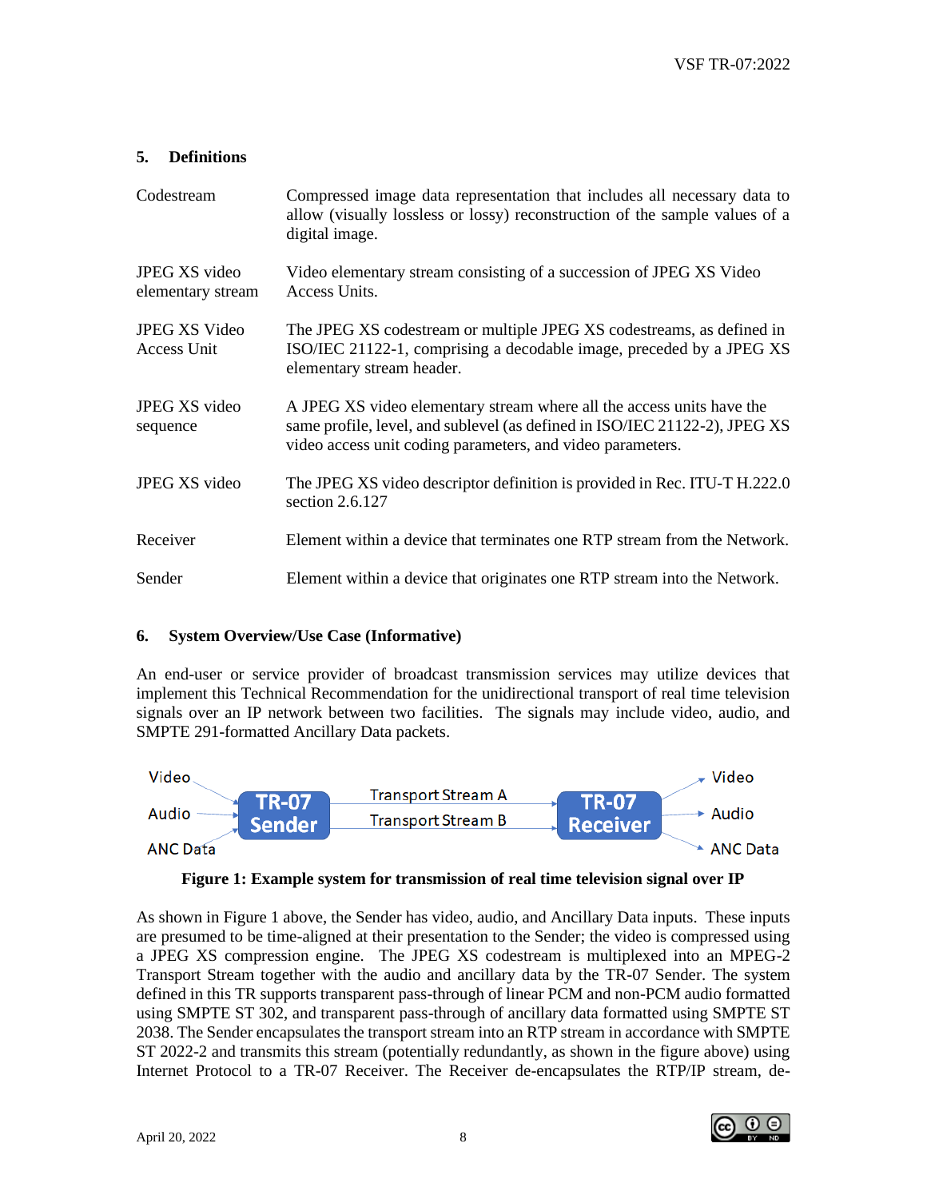## 5. Definitions

| | |
|---|---|
| Codestream | Compressed image data representation that includes all necessary data to allow (visually lossless or lossy) reconstruction of the sample values of a digital image. |
| JPEG XS video elementary stream | Video elementary stream consisting of a succession of JPEG XS Video Access Units. |
| JPEG XS Video Access Unit | The JPEG XS codestream or multiple JPEG XS codestreams, as defined in ISO/IEC 21122-1, comprising a decodable image, preceded by a JPEG XS elementary stream header. |
| JPEG XS video sequence | A JPEG XS video elementary stream where all the access units have the same profile, level, and sublevel (as defined in ISO/IEC 21122-2), JPEG XS video access unit coding parameters, and video parameters. |
| JPEG XS video | The JPEG XS video descriptor definition is provided in Rec. ITU-T H.222.0 section 2.6.127 |
| Receiver | Element within a device that terminates one RTP stream from the Network. |
| Sender | Element within a device that originates one RTP stream into the Network. |

## 6. System Overview/Use Case (Informative)

An end-user or service provider of broadcast transmission services may utilize devices that implement this Technical Recommendation for the unidirectional transport of real time television signals over an IP network between two facilities. The signals may include video, audio, and SMPTE 291-formatted Ancillary Data packets.

Video, Audio, ANC Data → TR-07 Sender → Transport Stream A / Transport Stream B → TR-07 Receiver → Video, Audio, ANC Data

**Figure 1: Example system for transmission of real time television signal over IP**

As shown in Figure 1 above, the Sender has video, audio, and Ancillary Data inputs. These inputs are presumed to be time-aligned at their presentation to the Sender; the video is compressed using a JPEG XS compression engine. The JPEG XS codestream is multiplexed into an MPEG-2 Transport Stream together with the audio and ancillary data by the TR-07 Sender. The system defined in this TR supports transparent pass-through of linear PCM and non-PCM audio formatted using SMPTE ST 302, and transparent pass-through of ancillary data formatted using SMPTE ST 2038. The Sender encapsulates the transport stream into an RTP stream in accordance with SMPTE ST 2022-2 and transmits this stream (potentially redundantly, as shown in the figure above) using Internet Protocol to a TR-07 Receiver. The Receiver de-encapsulates the RTP/IP stream, de-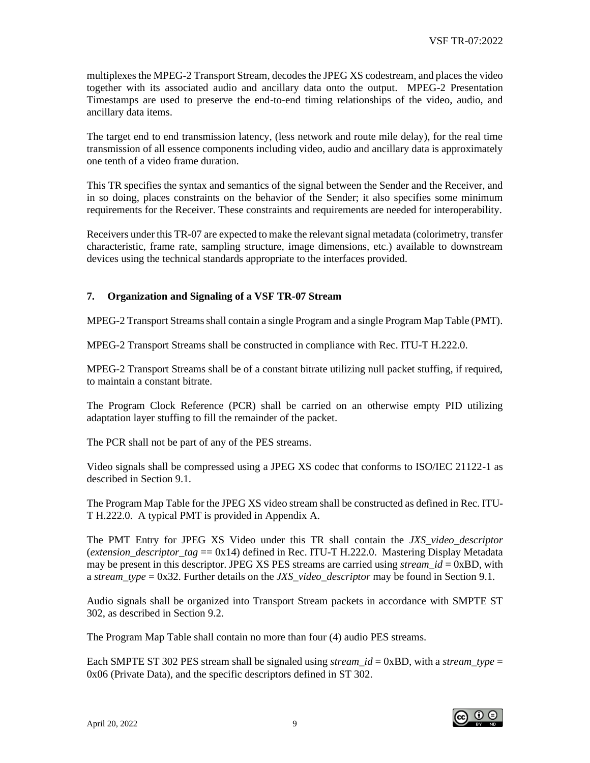multiplexes the MPEG-2 Transport Stream, decodes the JPEG XS codestream, and places the video together with its associated audio and ancillary data onto the output. MPEG-2 Presentation Timestamps are used to preserve the end-to-end timing relationships of the video, audio, and ancillary data items.

The target end to end transmission latency, (less network and route mile delay), for the real time transmission of all essence components including video, audio and ancillary data is approximately one tenth of a video frame duration.

This TR specifies the syntax and semantics of the signal between the Sender and the Receiver, and in so doing, places constraints on the behavior of the Sender; it also specifies some minimum requirements for the Receiver. These constraints and requirements are needed for interoperability.

Receivers under this TR-07 are expected to make the relevant signal metadata (colorimetry, transfer characteristic, frame rate, sampling structure, image dimensions, etc.) available to downstream devices using the technical standards appropriate to the interfaces provided.

## 7. Organization and Signaling of a VSF TR-07 Stream

MPEG-2 Transport Streams shall contain a single Program and a single Program Map Table (PMT).

MPEG-2 Transport Streams shall be constructed in compliance with Rec. ITU-T H.222.0.

MPEG-2 Transport Streams shall be of a constant bitrate utilizing null packet stuffing, if required, to maintain a constant bitrate.

The Program Clock Reference (PCR) shall be carried on an otherwise empty PID utilizing adaptation layer stuffing to fill the remainder of the packet.

The PCR shall not be part of any of the PES streams.

Video signals shall be compressed using a JPEG XS codec that conforms to ISO/IEC 21122-1 as described in Section 9.1.

The Program Map Table for the JPEG XS video stream shall be constructed as defined in Rec. ITU-T H.222.0. A typical PMT is provided in Appendix A.

The PMT Entry for JPEG XS Video under this TR shall contain the *JXS_video_descriptor* (*extension_descriptor_tag* == 0x14) defined in Rec. ITU-T H.222.0. Mastering Display Metadata may be present in this descriptor. JPEG XS PES streams are carried using *stream_id* = 0xBD, with a *stream_type* = 0x32. Further details on the *JXS_video_descriptor* may be found in Section 9.1.

Audio signals shall be organized into Transport Stream packets in accordance with SMPTE ST 302, as described in Section 9.2.

The Program Map Table shall contain no more than four (4) audio PES streams.

Each SMPTE ST 302 PES stream shall be signaled using *stream_id* = 0xBD, with a *stream_type* = 0x06 (Private Data), and the specific descriptors defined in ST 302.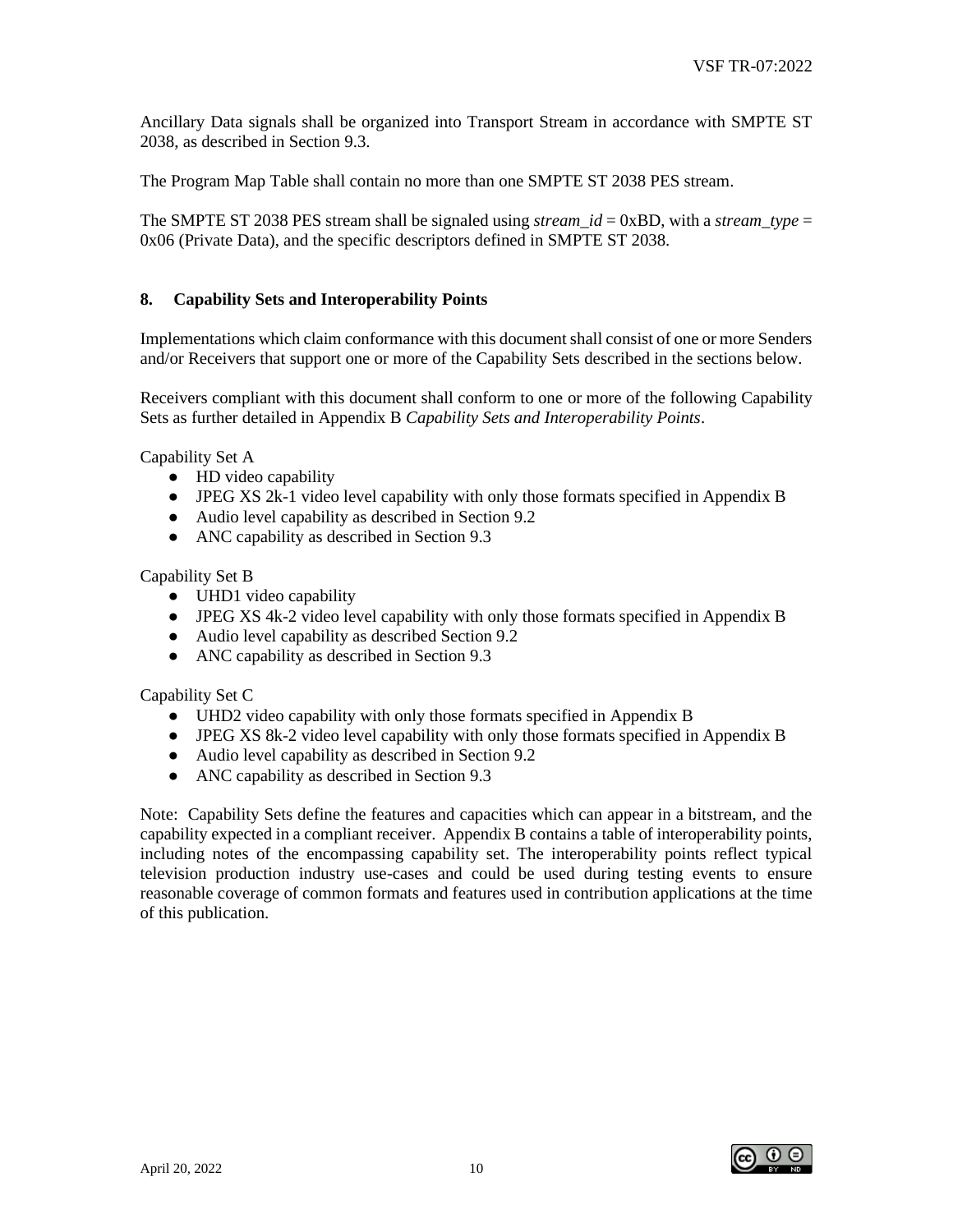Ancillary Data signals shall be organized into Transport Stream in accordance with SMPTE ST 2038, as described in Section 9.3.

The Program Map Table shall contain no more than one SMPTE ST 2038 PES stream.

The SMPTE ST 2038 PES stream shall be signaled using *stream_id* = 0xBD, with a *stream_type* = 0x06 (Private Data), and the specific descriptors defined in SMPTE ST 2038.

## 8. Capability Sets and Interoperability Points

Implementations which claim conformance with this document shall consist of one or more Senders and/or Receivers that support one or more of the Capability Sets described in the sections below.

Receivers compliant with this document shall conform to one or more of the following Capability Sets as further detailed in Appendix B *Capability Sets and Interoperability Points*.

Capability Set A

- HD video capability
- JPEG XS 2k-1 video level capability with only those formats specified in Appendix B
- Audio level capability as described in Section 9.2
- ANC capability as described in Section 9.3

Capability Set B

- UHD1 video capability
- JPEG XS 4k-2 video level capability with only those formats specified in Appendix B
- Audio level capability as described Section 9.2
- ANC capability as described in Section 9.3

Capability Set C

- UHD2 video capability with only those formats specified in Appendix B
- JPEG XS 8k-2 video level capability with only those formats specified in Appendix B
- Audio level capability as described in Section 9.2
- ANC capability as described in Section 9.3

Note: Capability Sets define the features and capacities which can appear in a bitstream, and the capability expected in a compliant receiver. Appendix B contains a table of interoperability points, including notes of the encompassing capability set. The interoperability points reflect typical television production industry use-cases and could be used during testing events to ensure reasonable coverage of common formats and features used in contribution applications at the time of this publication.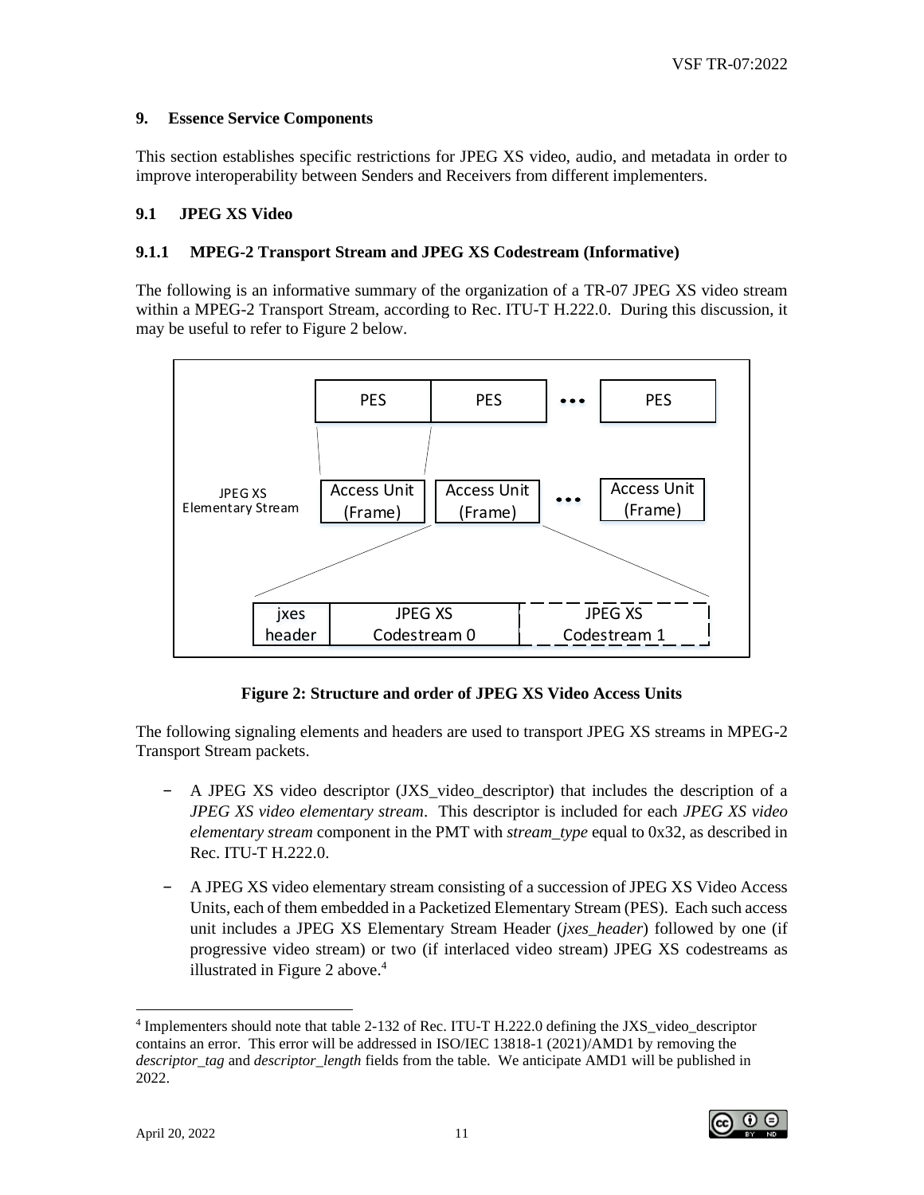## 9. Essence Service Components

This section establishes specific restrictions for JPEG XS video, audio, and metadata in order to improve interoperability between Senders and Receivers from different implementers.

### 9.1 JPEG XS Video

#### 9.1.1 MPEG-2 Transport Stream and JPEG XS Codestream (Informative)

The following is an informative summary of the organization of a TR-07 JPEG XS video stream within a MPEG-2 Transport Stream, according to Rec. ITU-T H.222.0. During this discussion, it may be useful to refer to Figure 2 below.

**Figure 2: Structure and order of JPEG XS Video Access Units**

The following signaling elements and headers are used to transport JPEG XS streams in MPEG-2 Transport Stream packets.

- A JPEG XS video descriptor (JXS_video_descriptor) that includes the description of a *JPEG XS video elementary stream*. This descriptor is included for each *JPEG XS video elementary stream* component in the PMT with *stream_type* equal to 0x32, as described in Rec. ITU-T H.222.0.
- A JPEG XS video elementary stream consisting of a succession of JPEG XS Video Access Units, each of them embedded in a Packetized Elementary Stream (PES). Each such access unit includes a JPEG XS Elementary Stream Header (*jxes_header*) followed by one (if progressive video stream) or two (if interlaced video stream) JPEG XS codestreams as illustrated in Figure 2 above.[4]

[4] Implementers should note that table 2-132 of Rec. ITU-T H.222.0 defining the JXS_video_descriptor contains an error. This error will be addressed in ISO/IEC 13818-1 (2021)/AMD1 by removing the *descriptor_tag* and *descriptor_length* fields from the table. We anticipate AMD1 will be published in 2022.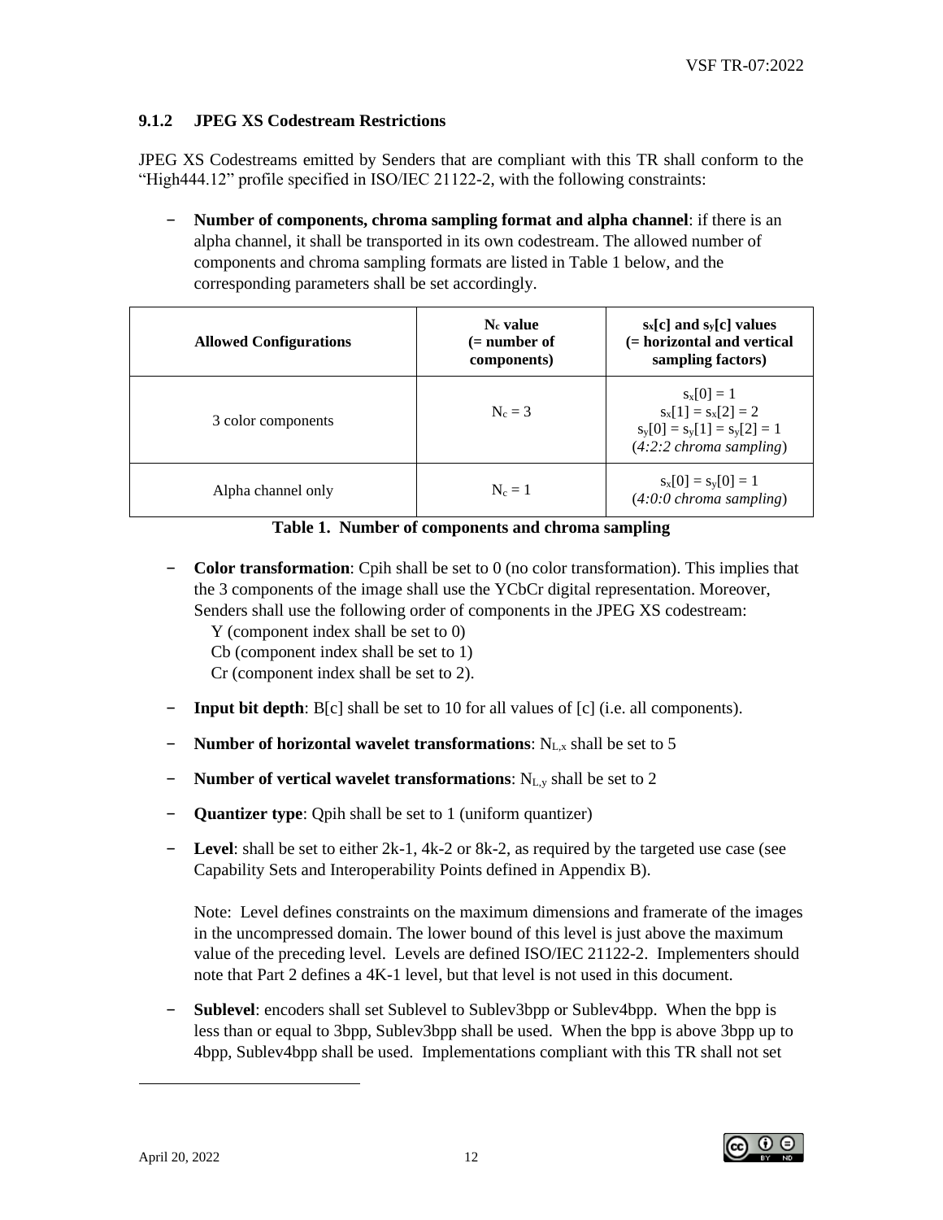### 9.1.2 JPEG XS Codestream Restrictions

JPEG XS Codestreams emitted by Senders that are compliant with this TR shall conform to the "High444.12" profile specified in ISO/IEC 21122-2, with the following constraints:

- **Number of components, chroma sampling format and alpha channel**: if there is an alpha channel, it shall be transported in its own codestream. The allowed number of components and chroma sampling formats are listed in Table 1 below, and the corresponding parameters shall be set accordingly.

| Allowed Configurations | $N_c$ value (= number of components) | $s_x[c]$ and $s_y[c]$ values (= horizontal and vertical sampling factors) |
|---|---|---|
| 3 color components | $N_c = 3$ | $s_x[0] = 1$<br>$s_x[1] = s_x[2] = 2$<br>$s_y[0] = s_y[1] = s_y[2] = 1$<br>(*4:2:2 chroma sampling*) |
| Alpha channel only | $N_c = 1$ | $s_x[0] = s_y[0] = 1$<br>(*4:0:0 chroma sampling*) |

**Table 1. Number of components and chroma sampling**

- **Color transformation**: Cpih shall be set to 0 (no color transformation). This implies that the 3 components of the image shall use the YCbCr digital representation. Moreover, Senders shall use the following order of components in the JPEG XS codestream:
  Y (component index shall be set to 0)
  Cb (component index shall be set to 1)
  Cr (component index shall be set to 2).
- **Input bit depth**: B[c] shall be set to 10 for all values of [c] (i.e. all components).
- **Number of horizontal wavelet transformations**: $N_{L,x}$ shall be set to 5
- **Number of vertical wavelet transformations**: $N_{L,y}$ shall be set to 2
- **Quantizer type**: Qpih shall be set to 1 (uniform quantizer)
- **Level**: shall be set to either 2k-1, 4k-2 or 8k-2, as required by the targeted use case (see Capability Sets and Interoperability Points defined in Appendix B).

  Note: Level defines constraints on the maximum dimensions and framerate of the images in the uncompressed domain. The lower bound of this level is just above the maximum value of the preceding level. Levels are defined ISO/IEC 21122-2. Implementers should note that Part 2 defines a 4K-1 level, but that level is not used in this document.
- **Sublevel**: encoders shall set Sublevel to Sublev3bpp or Sublev4bpp. When the bpp is less than or equal to 3bpp, Sublev3bpp shall be used. When the bpp is above 3bpp up to 4bpp, Sublev4bpp shall be used. Implementations compliant with this TR shall not set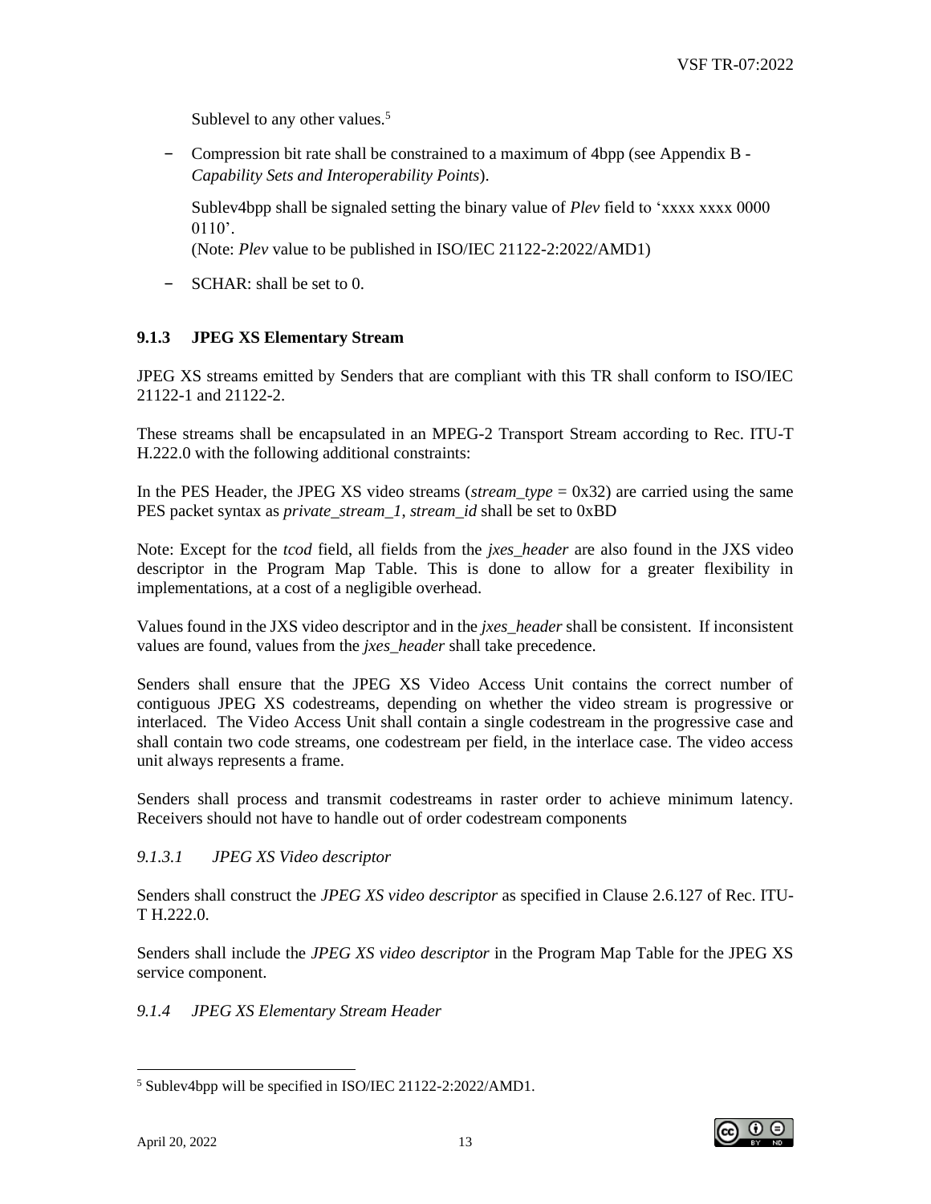Sublevel to any other values.[5]

- Compression bit rate shall be constrained to a maximum of 4bpp (see Appendix B - *Capability Sets and Interoperability Points*).

  Sublev4bpp shall be signaled setting the binary value of *Plev* field to 'xxxx xxxx 0000 0110'.
  (Note: *Plev* value to be published in ISO/IEC 21122-2:2022/AMD1)

- SCHAR: shall be set to 0.

### 9.1.3 JPEG XS Elementary Stream

JPEG XS streams emitted by Senders that are compliant with this TR shall conform to ISO/IEC 21122-1 and 21122-2.

These streams shall be encapsulated in an MPEG-2 Transport Stream according to Rec. ITU-T H.222.0 with the following additional constraints:

In the PES Header, the JPEG XS video streams (*stream_type* = 0x32) are carried using the same PES packet syntax as *private_stream_1*, *stream_id* shall be set to 0xBD

Note: Except for the *tcod* field, all fields from the *jxes_header* are also found in the JXS video descriptor in the Program Map Table. This is done to allow for a greater flexibility in implementations, at a cost of a negligible overhead.

Values found in the JXS video descriptor and in the *jxes_header* shall be consistent. If inconsistent values are found, values from the *jxes_header* shall take precedence.

Senders shall ensure that the JPEG XS Video Access Unit contains the correct number of contiguous JPEG XS codestreams, depending on whether the video stream is progressive or interlaced. The Video Access Unit shall contain a single codestream in the progressive case and shall contain two code streams, one codestream per field, in the interlace case. The video access unit always represents a frame.

Senders shall process and transmit codestreams in raster order to achieve minimum latency. Receivers should not have to handle out of order codestream components

#### *9.1.3.1 JPEG XS Video descriptor*

Senders shall construct the *JPEG XS video descriptor* as specified in Clause 2.6.127 of Rec. ITU-T H.222.0.

Senders shall include the *JPEG XS video descriptor* in the Program Map Table for the JPEG XS service component.

### *9.1.4 JPEG XS Elementary Stream Header*

---

[5] Sublev4bpp will be specified in ISO/IEC 21122-2:2022/AMD1.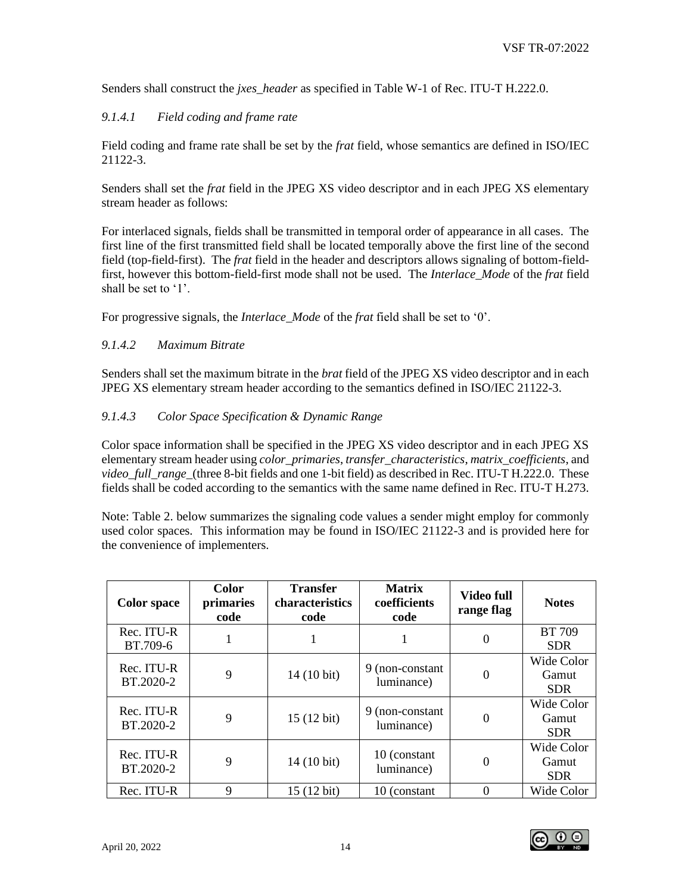Senders shall construct the *jxes_header* as specified in Table W-1 of Rec. ITU-T H.222.0.

### *9.1.4.1 Field coding and frame rate*

Field coding and frame rate shall be set by the *frat* field, whose semantics are defined in ISO/IEC 21122-3.

Senders shall set the *frat* field in the JPEG XS video descriptor and in each JPEG XS elementary stream header as follows:

For interlaced signals, fields shall be transmitted in temporal order of appearance in all cases. The first line of the first transmitted field shall be located temporally above the first line of the second field (top-field-first). The *frat* field in the header and descriptors allows signaling of bottom-field-first, however this bottom-field-first mode shall not be used. The *Interlace_Mode* of the *frat* field shall be set to '1'.

For progressive signals, the *Interlace_Mode* of the *frat* field shall be set to '0'.

### *9.1.4.2 Maximum Bitrate*

Senders shall set the maximum bitrate in the *brat* field of the JPEG XS video descriptor and in each JPEG XS elementary stream header according to the semantics defined in ISO/IEC 21122-3.

### *9.1.4.3 Color Space Specification & Dynamic Range*

Color space information shall be specified in the JPEG XS video descriptor and in each JPEG XS elementary stream header using *color_primaries*, *transfer_characteristics*, *matrix_coefficients*, and *video_full_range_*(three 8-bit fields and one 1-bit field) as described in Rec. ITU-T H.222.0. These fields shall be coded according to the semantics with the same name defined in Rec. ITU-T H.273.

Note: Table 2. below summarizes the signaling code values a sender might employ for commonly used color spaces. This information may be found in ISO/IEC 21122-3 and is provided here for the convenience of implementers.

| Color space | Color primaries code | Transfer characteristics code | Matrix coefficients code | Video full range flag | Notes |
|---|---|---|---|---|---|
| Rec. ITU-R BT.709-6 | 1 | 1 | 1 | 0 | BT 709 SDR |
| Rec. ITU-R BT.2020-2 | 9 | 14 (10 bit) | 9 (non-constant luminance) | 0 | Wide Color Gamut SDR |
| Rec. ITU-R BT.2020-2 | 9 | 15 (12 bit) | 9 (non-constant luminance) | 0 | Wide Color Gamut SDR |
| Rec. ITU-R BT.2020-2 | 9 | 14 (10 bit) | 10 (constant luminance) | 0 | Wide Color Gamut SDR |
| Rec. ITU-R | 9 | 15 (12 bit) | 10 (constant | 0 | Wide Color |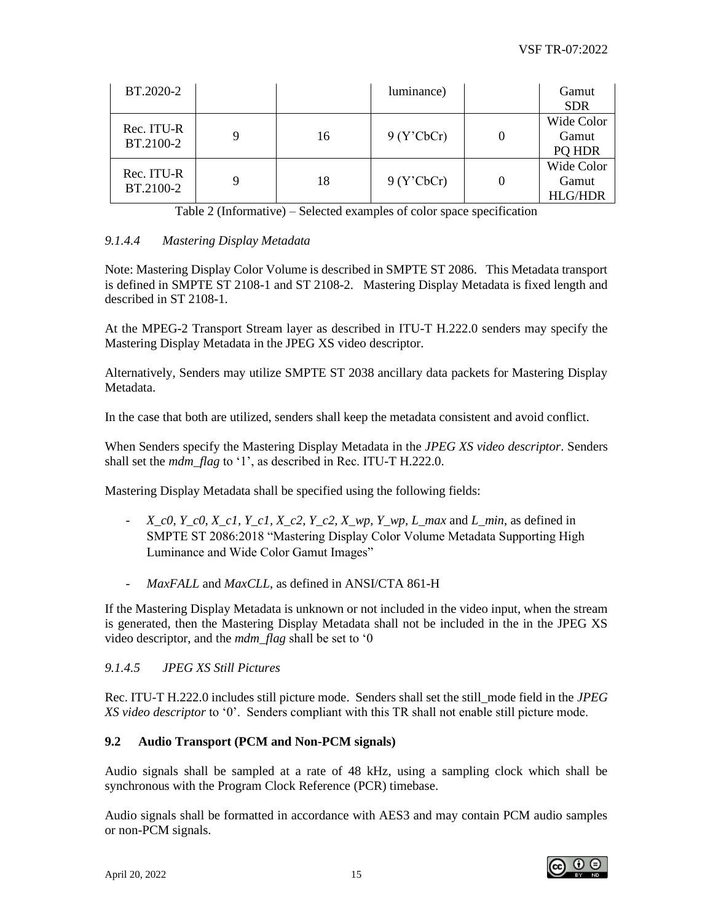| BT.2020-2 | | | luminance) | | Gamut SDR |
|---|---|---|---|---|---|
| Rec. ITU-R BT.2100-2 | 9 | 16 | 9 (Y'CbCr) | 0 | Wide Color Gamut PQ HDR |
| Rec. ITU-R BT.2100-2 | 9 | 18 | 9 (Y'CbCr) | 0 | Wide Color Gamut HLG/HDR |

Table 2 (Informative) – Selected examples of color space specification

#### *9.1.4.4 Mastering Display Metadata*

Note: Mastering Display Color Volume is described in SMPTE ST 2086. This Metadata transport is defined in SMPTE ST 2108-1 and ST 2108-2. Mastering Display Metadata is fixed length and described in ST 2108-1.

At the MPEG-2 Transport Stream layer as described in ITU-T H.222.0 senders may specify the Mastering Display Metadata in the JPEG XS video descriptor.

Alternatively, Senders may utilize SMPTE ST 2038 ancillary data packets for Mastering Display Metadata.

In the case that both are utilized, senders shall keep the metadata consistent and avoid conflict.

When Senders specify the Mastering Display Metadata in the *JPEG XS video descriptor*. Senders shall set the *mdm_flag* to '1', as described in Rec. ITU-T H.222.0.

Mastering Display Metadata shall be specified using the following fields:

- *X_c0, Y_c0, X_c1, Y_c1, X_c2, Y_c2, X_wp, Y_wp, L_max* and *L_min*, as defined in SMPTE ST 2086:2018 "Mastering Display Color Volume Metadata Supporting High Luminance and Wide Color Gamut Images"

- *MaxFALL* and *MaxCLL*, as defined in ANSI/CTA 861-H

If the Mastering Display Metadata is unknown or not included in the video input, when the stream is generated, then the Mastering Display Metadata shall not be included in the in the JPEG XS video descriptor, and the *mdm_flag* shall be set to '0

#### *9.1.4.5 JPEG XS Still Pictures*

Rec. ITU-T H.222.0 includes still picture mode. Senders shall set the still_mode field in the *JPEG XS video descriptor* to '0'. Senders compliant with this TR shall not enable still picture mode.

### 9.2 Audio Transport (PCM and Non-PCM signals)

Audio signals shall be sampled at a rate of 48 kHz, using a sampling clock which shall be synchronous with the Program Clock Reference (PCR) timebase.

Audio signals shall be formatted in accordance with AES3 and may contain PCM audio samples or non-PCM signals.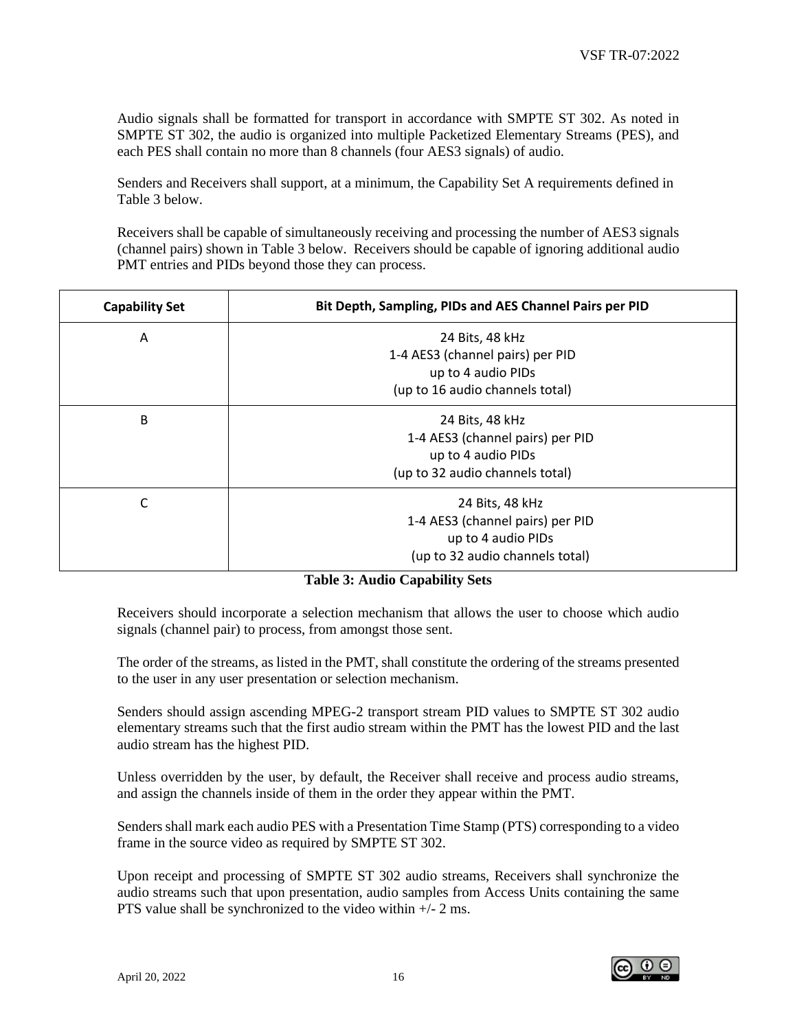Audio signals shall be formatted for transport in accordance with SMPTE ST 302. As noted in SMPTE ST 302, the audio is organized into multiple Packetized Elementary Streams (PES), and each PES shall contain no more than 8 channels (four AES3 signals) of audio.

Senders and Receivers shall support, at a minimum, the Capability Set A requirements defined in Table 3 below.

Receivers shall be capable of simultaneously receiving and processing the number of AES3 signals (channel pairs) shown in Table 3 below. Receivers should be capable of ignoring additional audio PMT entries and PIDs beyond those they can process.

| Capability Set | Bit Depth, Sampling, PIDs and AES Channel Pairs per PID |
|---|---|
| A | 24 Bits, 48 kHz<br>1-4 AES3 (channel pairs) per PID<br>up to 4 audio PIDs<br>(up to 16 audio channels total) |
| B | 24 Bits, 48 kHz<br>1-4 AES3 (channel pairs) per PID<br>up to 4 audio PIDs<br>(up to 32 audio channels total) |
| C | 24 Bits, 48 kHz<br>1-4 AES3 (channel pairs) per PID<br>up to 4 audio PIDs<br>(up to 32 audio channels total) |

**Table 3: Audio Capability Sets**

Receivers should incorporate a selection mechanism that allows the user to choose which audio signals (channel pair) to process, from amongst those sent.

The order of the streams, as listed in the PMT, shall constitute the ordering of the streams presented to the user in any user presentation or selection mechanism.

Senders should assign ascending MPEG-2 transport stream PID values to SMPTE ST 302 audio elementary streams such that the first audio stream within the PMT has the lowest PID and the last audio stream has the highest PID.

Unless overridden by the user, by default, the Receiver shall receive and process audio streams, and assign the channels inside of them in the order they appear within the PMT.

Senders shall mark each audio PES with a Presentation Time Stamp (PTS) corresponding to a video frame in the source video as required by SMPTE ST 302.

Upon receipt and processing of SMPTE ST 302 audio streams, Receivers shall synchronize the audio streams such that upon presentation, audio samples from Access Units containing the same PTS value shall be synchronized to the video within +/- 2 ms.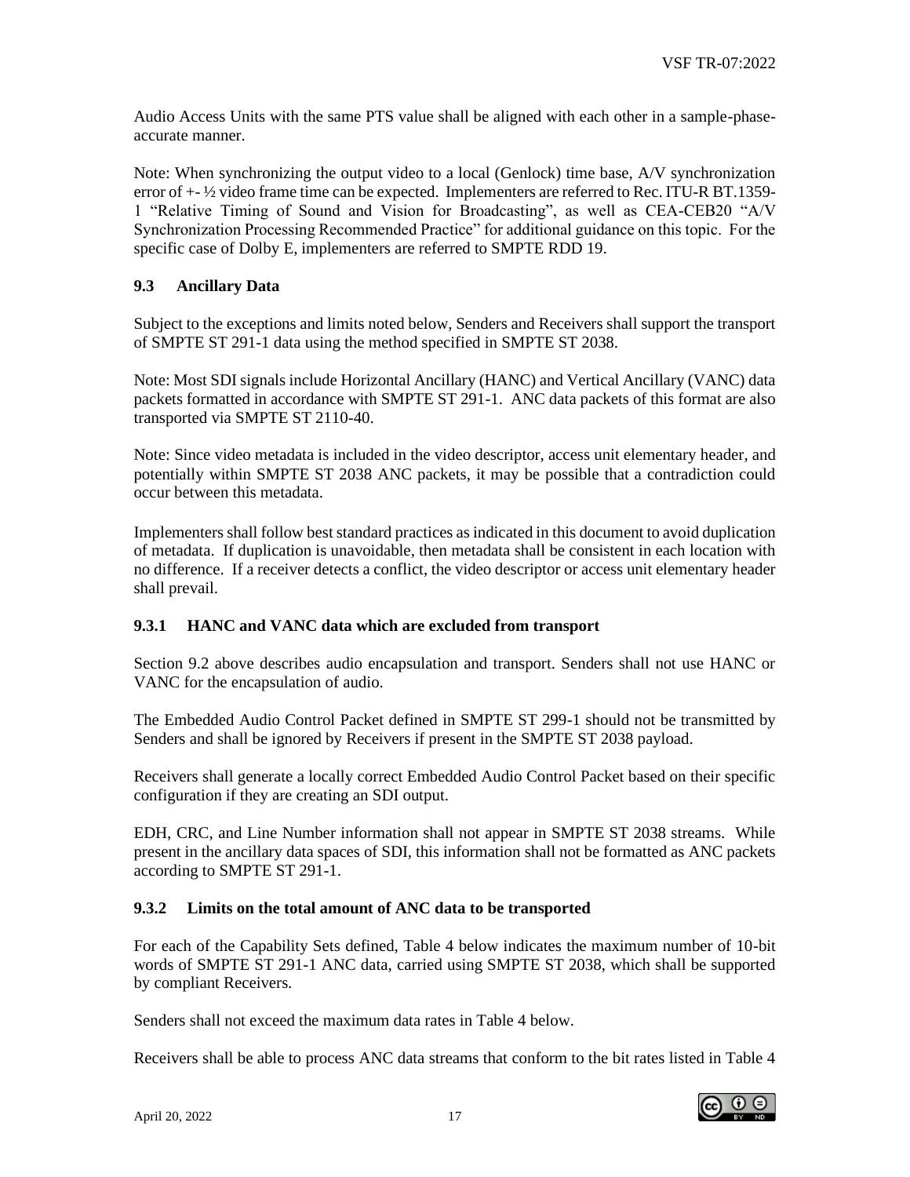Audio Access Units with the same PTS value shall be aligned with each other in a sample-phase-accurate manner.

Note: When synchronizing the output video to a local (Genlock) time base, A/V synchronization error of +- ½ video frame time can be expected. Implementers are referred to Rec. ITU-R BT.1359-1 "Relative Timing of Sound and Vision for Broadcasting", as well as CEA-CEB20 "A/V Synchronization Processing Recommended Practice" for additional guidance on this topic. For the specific case of Dolby E, implementers are referred to SMPTE RDD 19.

### 9.3 Ancillary Data

Subject to the exceptions and limits noted below, Senders and Receivers shall support the transport of SMPTE ST 291-1 data using the method specified in SMPTE ST 2038.

Note: Most SDI signals include Horizontal Ancillary (HANC) and Vertical Ancillary (VANC) data packets formatted in accordance with SMPTE ST 291-1. ANC data packets of this format are also transported via SMPTE ST 2110-40.

Note: Since video metadata is included in the video descriptor, access unit elementary header, and potentially within SMPTE ST 2038 ANC packets, it may be possible that a contradiction could occur between this metadata.

Implementers shall follow best standard practices as indicated in this document to avoid duplication of metadata. If duplication is unavoidable, then metadata shall be consistent in each location with no difference. If a receiver detects a conflict, the video descriptor or access unit elementary header shall prevail.

#### 9.3.1 HANC and VANC data which are excluded from transport

Section 9.2 above describes audio encapsulation and transport. Senders shall not use HANC or VANC for the encapsulation of audio.

The Embedded Audio Control Packet defined in SMPTE ST 299-1 should not be transmitted by Senders and shall be ignored by Receivers if present in the SMPTE ST 2038 payload.

Receivers shall generate a locally correct Embedded Audio Control Packet based on their specific configuration if they are creating an SDI output.

EDH, CRC, and Line Number information shall not appear in SMPTE ST 2038 streams. While present in the ancillary data spaces of SDI, this information shall not be formatted as ANC packets according to SMPTE ST 291-1.

#### 9.3.2 Limits on the total amount of ANC data to be transported

For each of the Capability Sets defined, Table 4 below indicates the maximum number of 10-bit words of SMPTE ST 291-1 ANC data, carried using SMPTE ST 2038, which shall be supported by compliant Receivers.

Senders shall not exceed the maximum data rates in Table 4 below.

Receivers shall be able to process ANC data streams that conform to the bit rates listed in Table 4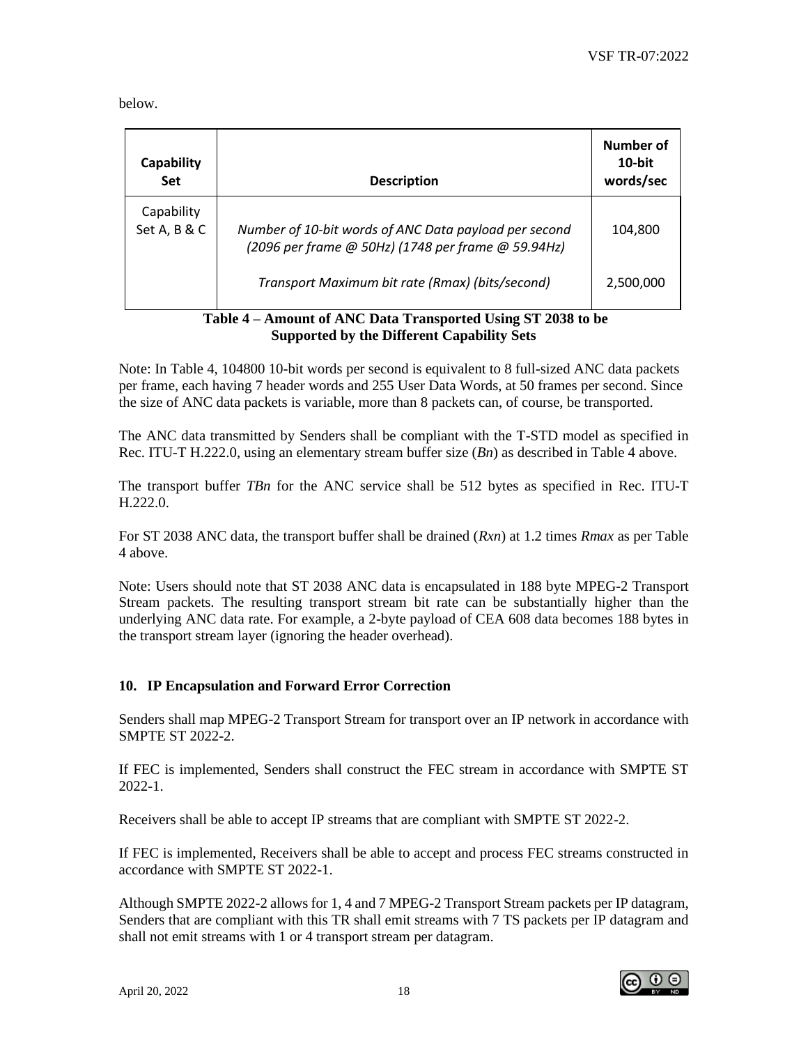below.

| **Capability Set** | **Description** | **Number of 10-bit words/sec** |
|---|---|---|
| Capability Set A, B & C | *Number of 10-bit words of ANC Data payload per second (2096 per frame @ 50Hz) (1748 per frame @ 59.94Hz)* | 104,800 |
| | *Transport Maximum bit rate (Rmax) (bits/second)* | 2,500,000 |

**Table 4 – Amount of ANC Data Transported Using ST 2038 to be Supported by the Different Capability Sets**

Note: In Table 4, 104800 10-bit words per second is equivalent to 8 full-sized ANC data packets per frame, each having 7 header words and 255 User Data Words, at 50 frames per second. Since the size of ANC data packets is variable, more than 8 packets can, of course, be transported.

The ANC data transmitted by Senders shall be compliant with the T-STD model as specified in Rec. ITU-T H.222.0, using an elementary stream buffer size ($Bn$) as described in Table 4 above.

The transport buffer $TBn$ for the ANC service shall be 512 bytes as specified in Rec. ITU-T H.222.0.

For ST 2038 ANC data, the transport buffer shall be drained ($Rxn$) at 1.2 times $Rmax$ as per Table 4 above.

Note: Users should note that ST 2038 ANC data is encapsulated in 188 byte MPEG-2 Transport Stream packets. The resulting transport stream bit rate can be substantially higher than the underlying ANC data rate. For example, a 2-byte payload of CEA 608 data becomes 188 bytes in the transport stream layer (ignoring the header overhead).

## 10. IP Encapsulation and Forward Error Correction

Senders shall map MPEG-2 Transport Stream for transport over an IP network in accordance with SMPTE ST 2022-2.

If FEC is implemented, Senders shall construct the FEC stream in accordance with SMPTE ST 2022-1.

Receivers shall be able to accept IP streams that are compliant with SMPTE ST 2022-2.

If FEC is implemented, Receivers shall be able to accept and process FEC streams constructed in accordance with SMPTE ST 2022-1.

Although SMPTE 2022-2 allows for 1, 4 and 7 MPEG-2 Transport Stream packets per IP datagram, Senders that are compliant with this TR shall emit streams with 7 TS packets per IP datagram and shall not emit streams with 1 or 4 transport stream per datagram.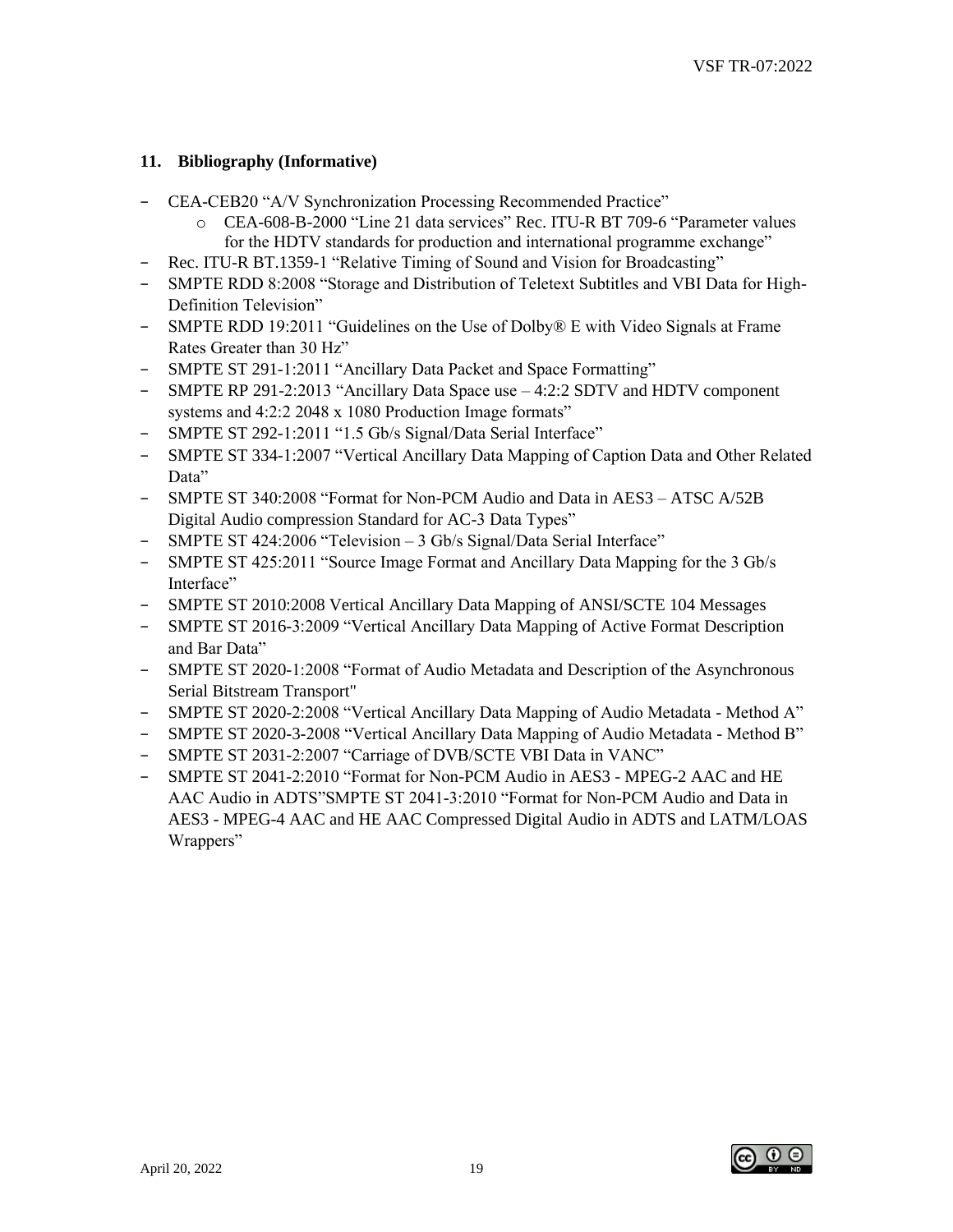## 11. Bibliography (Informative)

- CEA-CEB20 “A/V Synchronization Processing Recommended Practice”
    - CEA-608-B-2000 “Line 21 data services” Rec. ITU-R BT 709-6 “Parameter values for the HDTV standards for production and international programme exchange”
- Rec. ITU-R BT.1359-1 “Relative Timing of Sound and Vision for Broadcasting”
- SMPTE RDD 8:2008 “Storage and Distribution of Teletext Subtitles and VBI Data for High-Definition Television”
- SMPTE RDD 19:2011 “Guidelines on the Use of Dolby® E with Video Signals at Frame Rates Greater than 30 Hz”
- SMPTE ST 291-1:2011 “Ancillary Data Packet and Space Formatting”
- SMPTE RP 291-2:2013 “Ancillary Data Space use – 4:2:2 SDTV and HDTV component systems and 4:2:2 2048 x 1080 Production Image formats”
- SMPTE ST 292-1:2011 “1.5 Gb/s Signal/Data Serial Interface”
- SMPTE ST 334-1:2007 “Vertical Ancillary Data Mapping of Caption Data and Other Related Data”
- SMPTE ST 340:2008 “Format for Non-PCM Audio and Data in AES3 – ATSC A/52B Digital Audio compression Standard for AC-3 Data Types”
- SMPTE ST 424:2006 “Television – 3 Gb/s Signal/Data Serial Interface”
- SMPTE ST 425:2011 “Source Image Format and Ancillary Data Mapping for the 3 Gb/s Interface”
- SMPTE ST 2010:2008 Vertical Ancillary Data Mapping of ANSI/SCTE 104 Messages
- SMPTE ST 2016-3:2009 “Vertical Ancillary Data Mapping of Active Format Description and Bar Data”
- SMPTE ST 2020-1:2008 “Format of Audio Metadata and Description of the Asynchronous Serial Bitstream Transport"
- SMPTE ST 2020-2:2008 “Vertical Ancillary Data Mapping of Audio Metadata - Method A”
- SMPTE ST 2020-3-2008 “Vertical Ancillary Data Mapping of Audio Metadata - Method B”
- SMPTE ST 2031-2:2007 “Carriage of DVB/SCTE VBI Data in VANC”
- SMPTE ST 2041-2:2010 “Format for Non-PCM Audio in AES3 - MPEG-2 AAC and HE AAC Audio in ADTS”SMPTE ST 2041-3:2010 “Format for Non-PCM Audio and Data in AES3 - MPEG-4 AAC and HE AAC Compressed Digital Audio in ADTS and LATM/LOAS Wrappers”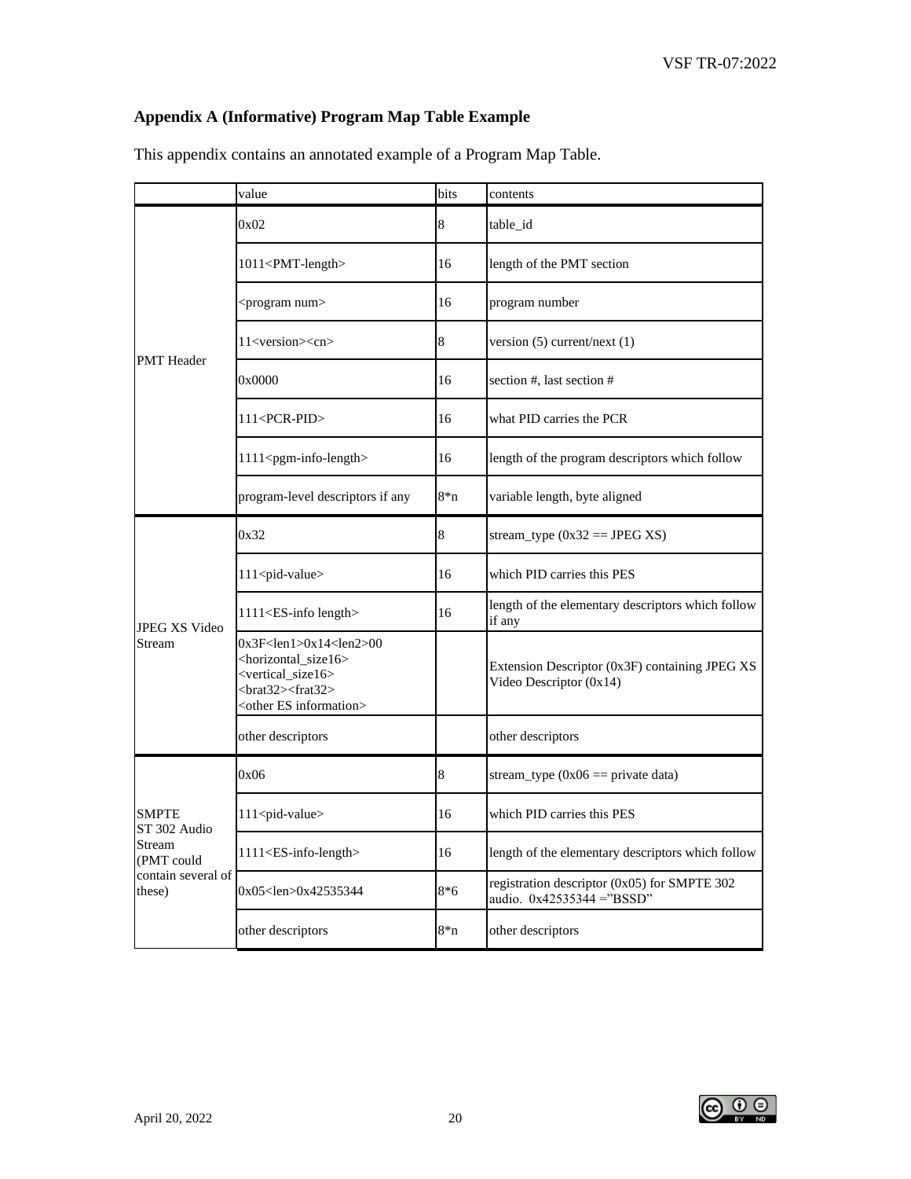## Appendix A (Informative) Program Map Table Example

This appendix contains an annotated example of a Program Map Table.

| | value | bits | contents |
|---|---|---|---|
| PMT Header | 0x02 | 8 | table_id |
| | 1011<PMT-length> | 16 | length of the PMT section |
| | <program num> | 16 | program number |
| | 11<version><cn> | 8 | version (5) current/next (1) |
| | 0x0000 | 16 | section #, last section # |
| | 111<PCR-PID> | 16 | what PID carries the PCR |
| | 1111<pgm-info-length> | 16 | length of the program descriptors which follow |
| | program-level descriptors if any | 8*n | variable length, byte aligned |
| JPEG XS Video Stream | 0x32 | 8 | stream_type (0x32 == JPEG XS) |
| | 111<pid-value> | 16 | which PID carries this PES |
| | 1111<ES-info length> | 16 | length of the elementary descriptors which follow if any |
| | 0x3F<len1>0x14<len2>00 <horizontal_size16> <vertical_size16> <brat32><frat32> <other ES information> | | Extension Descriptor (0x3F) containing JPEG XS Video Descriptor (0x14) |
| | other descriptors | | other descriptors |
| SMPTE ST 302 Audio Stream (PMT could contain several of these) | 0x06 | 8 | stream_type (0x06 == private data) |
| | 111<pid-value> | 16 | which PID carries this PES |
| | 1111<ES-info-length> | 16 | length of the elementary descriptors which follow |
| | 0x05<len>0x42535344 | 8*6 | registration descriptor (0x05) for SMPTE 302 audio. 0x42535344 ="BSSD" |
| | other descriptors | 8*n | other descriptors |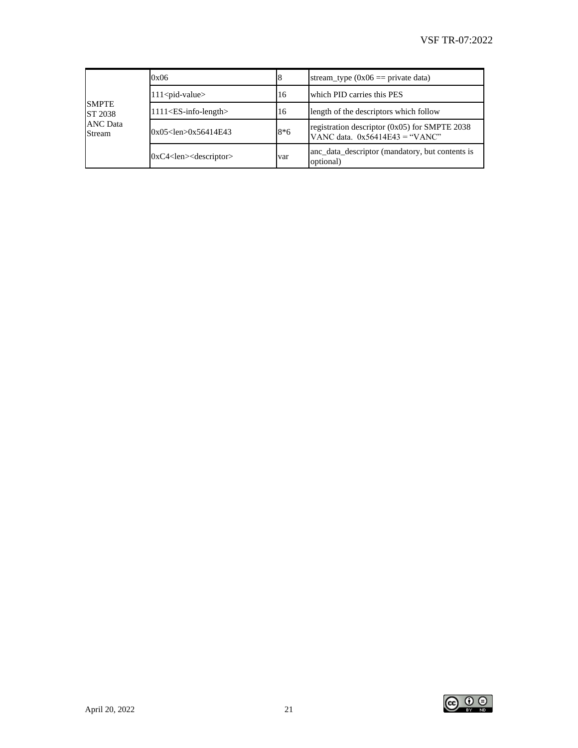| | | | |
|---|---|---|---|
| SMPTE ST 2038 ANC Data Stream | 0x06 | 8 | stream_type (0x06 == private data) |
| | 111<pid-value> | 16 | which PID carries this PES |
| | 1111<ES-info-length> | 16 | length of the descriptors which follow |
| | 0x05<len>0x56414E43 | 8*6 | registration descriptor (0x05) for SMPTE 2038 VANC data. 0x56414E43 = "VANC" |
| | 0xC4<len><descriptor> | var | anc_data_descriptor (mandatory, but contents is optional) |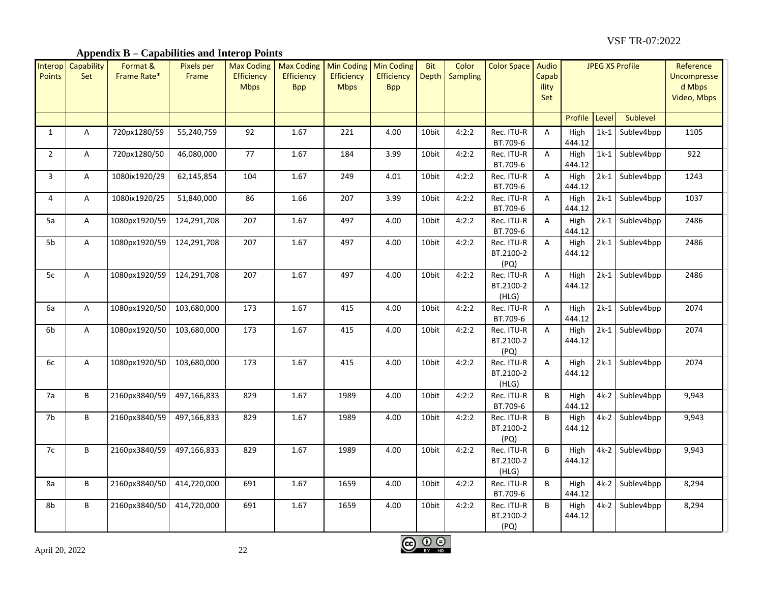## Appendix B – Capabilities and Interop Points

| Interop Points | Capability Set | Format & Frame Rate* | Pixels per Frame | Max Coding Efficiency Mbps | Max Coding Efficiency Bpp | Min Coding Efficiency Mbps | Min Coding Efficiency Bpp | Bit Depth | Color Sampling | Color Space | Audio Capability Set | JPEG XS Profile | | | Reference Uncompressed Mbps Video, Mbps |
|---|---|---|---|---|---|---|---|---|---|---|---|---|---|---|---|
| | | | | | | | | | | | | Profile | Level | Sublevel | |
| 1 | A | 720px1280/59 | 55,240,759 | 92 | 1.67 | 221 | 4.00 | 10bit | 4:2:2 | Rec. ITU-R BT.709-6 | A | High 444.12 | 1k-1 | Sublev4bpp | 1105 |
| 2 | A | 720px1280/50 | 46,080,000 | 77 | 1.67 | 184 | 3.99 | 10bit | 4:2:2 | Rec. ITU-R BT.709-6 | A | High 444.12 | 1k-1 | Sublev4bpp | 922 |
| 3 | A | 1080ix1920/29 | 62,145,854 | 104 | 1.67 | 249 | 4.01 | 10bit | 4:2:2 | Rec. ITU-R BT.709-6 | A | High 444.12 | 2k-1 | Sublev4bpp | 1243 |
| 4 | A | 1080ix1920/25 | 51,840,000 | 86 | 1.66 | 207 | 3.99 | 10bit | 4:2:2 | Rec. ITU-R BT.709-6 | A | High 444.12 | 2k-1 | Sublev4bpp | 1037 |
| 5a | A | 1080px1920/59 | 124,291,708 | 207 | 1.67 | 497 | 4.00 | 10bit | 4:2:2 | Rec. ITU-R BT.709-6 | A | High 444.12 | 2k-1 | Sublev4bpp | 2486 |
| 5b | A | 1080px1920/59 | 124,291,708 | 207 | 1.67 | 497 | 4.00 | 10bit | 4:2:2 | Rec. ITU-R BT.2100-2 (PQ) | A | High 444.12 | 2k-1 | Sublev4bpp | 2486 |
| 5c | A | 1080px1920/59 | 124,291,708 | 207 | 1.67 | 497 | 4.00 | 10bit | 4:2:2 | Rec. ITU-R BT.2100-2 (HLG) | A | High 444.12 | 2k-1 | Sublev4bpp | 2486 |
| 6a | A | 1080px1920/50 | 103,680,000 | 173 | 1.67 | 415 | 4.00 | 10bit | 4:2:2 | Rec. ITU-R BT.709-6 | A | High 444.12 | 2k-1 | Sublev4bpp | 2074 |
| 6b | A | 1080px1920/50 | 103,680,000 | 173 | 1.67 | 415 | 4.00 | 10bit | 4:2:2 | Rec. ITU-R BT.2100-2 (PQ) | A | High 444.12 | 2k-1 | Sublev4bpp | 2074 |
| 6c | A | 1080px1920/50 | 103,680,000 | 173 | 1.67 | 415 | 4.00 | 10bit | 4:2:2 | Rec. ITU-R BT.2100-2 (HLG) | A | High 444.12 | 2k-1 | Sublev4bpp | 2074 |
| 7a | B | 2160px3840/59 | 497,166,833 | 829 | 1.67 | 1989 | 4.00 | 10bit | 4:2:2 | Rec. ITU-R BT.709-6 | B | High 444.12 | 4k-2 | Sublev4bpp | 9,943 |
| 7b | B | 2160px3840/59 | 497,166,833 | 829 | 1.67 | 1989 | 4.00 | 10bit | 4:2:2 | Rec. ITU-R BT.2100-2 (PQ) | B | High 444.12 | 4k-2 | Sublev4bpp | 9,943 |
| 7c | B | 2160px3840/59 | 497,166,833 | 829 | 1.67 | 1989 | 4.00 | 10bit | 4:2:2 | Rec. ITU-R BT.2100-2 (HLG) | B | High 444.12 | 4k-2 | Sublev4bpp | 9,943 |
| 8a | B | 2160px3840/50 | 414,720,000 | 691 | 1.67 | 1659 | 4.00 | 10bit | 4:2:2 | Rec. ITU-R BT.709-6 | B | High 444.12 | 4k-2 | Sublev4bpp | 8,294 |
| 8b | B | 2160px3840/50 | 414,720,000 | 691 | 1.67 | 1659 | 4.00 | 10bit | 4:2:2 | Rec. ITU-R BT.2100-2 (PQ) | B | High 444.12 | 4k-2 | Sublev4bpp | 8,294 |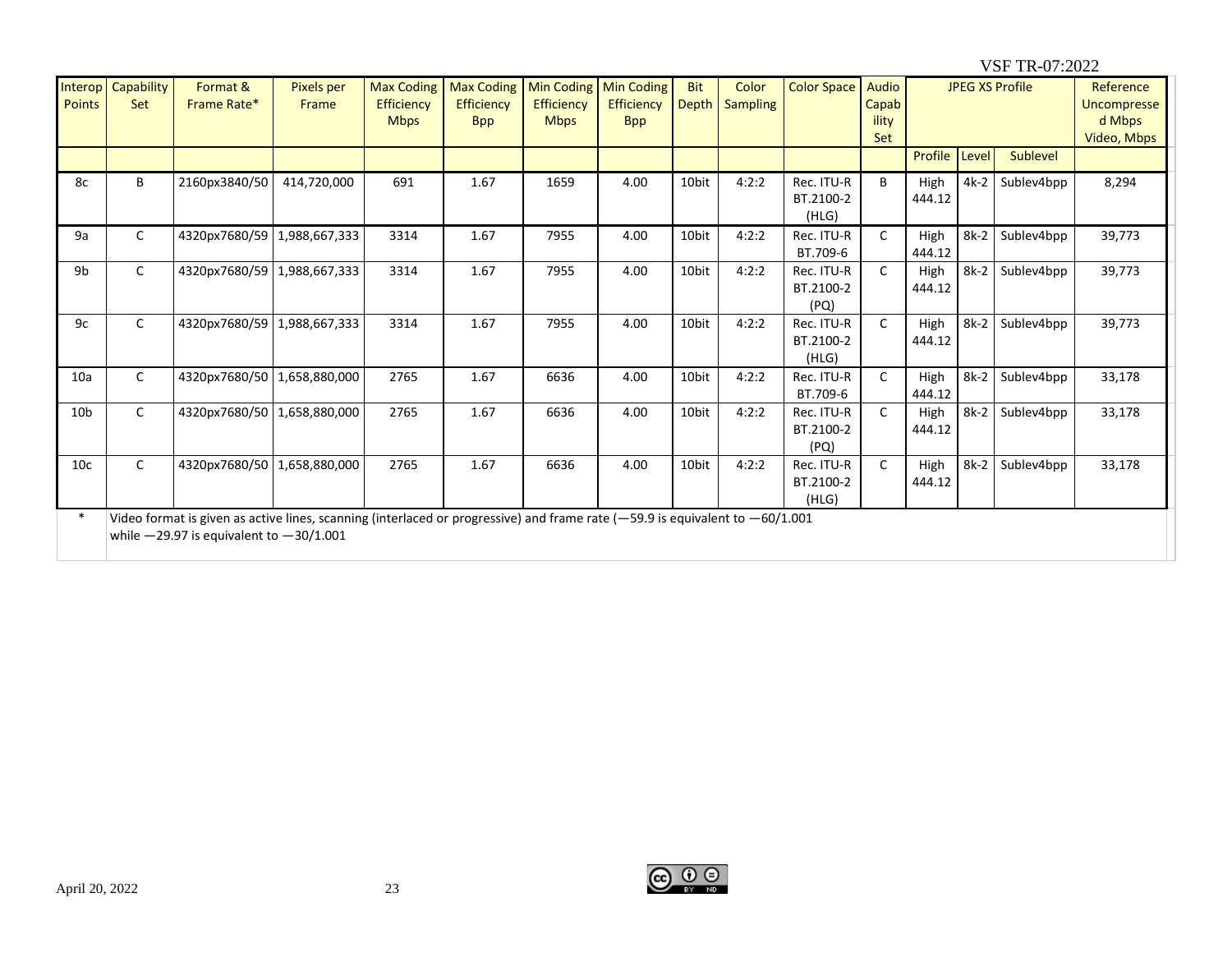| Interop Points | Capability Set | Format & Frame Rate* | Pixels per Frame | Max Coding Efficiency Mbps | Max Coding Efficiency Bpp | Min Coding Efficiency Mbps | Min Coding Efficiency Bpp | Bit Depth | Color Sampling | Color Space | Audio Capability Set | JPEG XS Profile | | | Reference Uncompressed Mbps Video, Mbps |
|---|---|---|---|---|---|---|---|---|---|---|---|---|---|---|---|
| | | | | | | | | | | | | Profile | Level | Sublevel | |
| 8c | B | 2160px3840/50 | 414,720,000 | 691 | 1.67 | 1659 | 4.00 | 10bit | 4:2:2 | Rec. ITU-R BT.2100-2 (HLG) | B | High 444.12 | 4k-2 | Sublev4bpp | 8,294 |
| 9a | C | 4320px7680/59 | 1,988,667,333 | 3314 | 1.67 | 7955 | 4.00 | 10bit | 4:2:2 | Rec. ITU-R BT.709-6 | C | High 444.12 | 8k-2 | Sublev4bpp | 39,773 |
| 9b | C | 4320px7680/59 | 1,988,667,333 | 3314 | 1.67 | 7955 | 4.00 | 10bit | 4:2:2 | Rec. ITU-R BT.2100-2 (PQ) | C | High 444.12 | 8k-2 | Sublev4bpp | 39,773 |
| 9c | C | 4320px7680/59 | 1,988,667,333 | 3314 | 1.67 | 7955 | 4.00 | 10bit | 4:2:2 | Rec. ITU-R BT.2100-2 (HLG) | C | High 444.12 | 8k-2 | Sublev4bpp | 39,773 |
| 10a | C | 4320px7680/50 | 1,658,880,000 | 2765 | 1.67 | 6636 | 4.00 | 10bit | 4:2:2 | Rec. ITU-R BT.709-6 | C | High 444.12 | 8k-2 | Sublev4bpp | 33,178 |
| 10b | C | 4320px7680/50 | 1,658,880,000 | 2765 | 1.67 | 6636 | 4.00 | 10bit | 4:2:2 | Rec. ITU-R BT.2100-2 (PQ) | C | High 444.12 | 8k-2 | Sublev4bpp | 33,178 |
| 10c | C | 4320px7680/50 | 1,658,880,000 | 2765 | 1.67 | 6636 | 4.00 | 10bit | 4:2:2 | Rec. ITU-R BT.2100-2 (HLG) | C | High 444.12 | 8k-2 | Sublev4bpp | 33,178 |

\* Video format is given as active lines, scanning (interlaced or progressive) and frame rate (—59.9 is equivalent to —60/1.001 while —29.97 is equivalent to —30/1.001